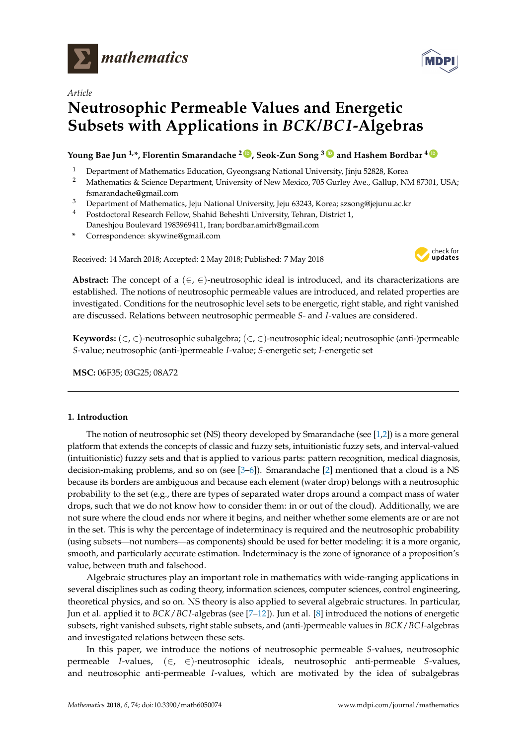Article

# Neutrosophic Permeable Values and Energetic Subsets with Applications in $BCK/BCI$-Algebras

**Young Bae Jun [1,*], Florentin Smarandache [2], Seok-Zun Song [3] and Hashem Bordbar [4]**

1. Department of Mathematics Education, Gyeongsang National University, Jinju 52828, Korea
2. Mathematics & Science Department, University of New Mexico, 705 Gurley Ave., Gallup, NM 87301, USA; fsmarandache@gmail.com
3. Department of Mathematics, Jeju National University, Jeju 63243, Korea; szsong@jejunu.ac.kr
4. Postdoctoral Research Fellow, Shahid Beheshti University, Tehran, District 1, Daneshjou Boulevard 1983969411, Iran; bordbar.amirh@gmail.com

\* Correspondence: skywine@gmail.com

Received: 14 March 2018; Accepted: 2 May 2018; Published: 7 May 2018

**Abstract:** The concept of a $(\in, \in)$-neutrosophic ideal is introduced, and its characterizations are established. The notions of neutrosophic permeable values are introduced, and related properties are investigated. Conditions for the neutrosophic level sets to be energetic, right stable, and right vanished are discussed. Relations between neutrosophic permeable $S$- and $I$-values are considered.

**Keywords:** $(\in, \in)$-neutrosophic subalgebra; $(\in, \in)$-neutrosophic ideal; neutrosophic (anti-)permeable $S$-value; neutrosophic (anti-)permeable $I$-value; $S$-energetic set; $I$-energetic set

**MSC:** 06F35; 03G25; 08A72

## 1. Introduction

The notion of neutrosophic set (NS) theory developed by Smarandache (see [1,2]) is a more general platform that extends the concepts of classic and fuzzy sets, intuitionistic fuzzy sets, and interval-valued (intuitionistic) fuzzy sets and that is applied to various parts: pattern recognition, medical diagnosis, decision-making problems, and so on (see [3–6]). Smarandache [2] mentioned that a cloud is a NS because its borders are ambiguous and because each element (water drop) belongs with a neutrosophic probability to the set (e.g., there are types of separated water drops around a compact mass of water drops, such that we do not know how to consider them: in or out of the cloud). Additionally, we are not sure where the cloud ends nor where it begins, and neither whether some elements are or are not in the set. This is why the percentage of indeterminacy is required and the neutrosophic probability (using subsets—not numbers—as components) should be used for better modeling: it is a more organic, smooth, and particularly accurate estimation. Indeterminacy is the zone of ignorance of a proposition's value, between truth and falsehood.

Algebraic structures play an important role in mathematics with wide-ranging applications in several disciplines such as coding theory, information sciences, computer sciences, control engineering, theoretical physics, and so on. NS theory is also applied to several algebraic structures. In particular, Jun et al. applied it to $BCK/BCI$-algebras (see [7–12]). Jun et al. [8] introduced the notions of energetic subsets, right vanished subsets, right stable subsets, and (anti-)permeable values in $BCK/BCI$-algebras and investigated relations between these sets.

In this paper, we introduce the notions of neutrosophic permeable $S$-values, neutrosophic permeable $I$-values, $(\in, \in)$-neutrosophic ideals, neutrosophic anti-permeable $S$-values, and neutrosophic anti-permeable $I$-values, which are motivated by the idea of subalgebras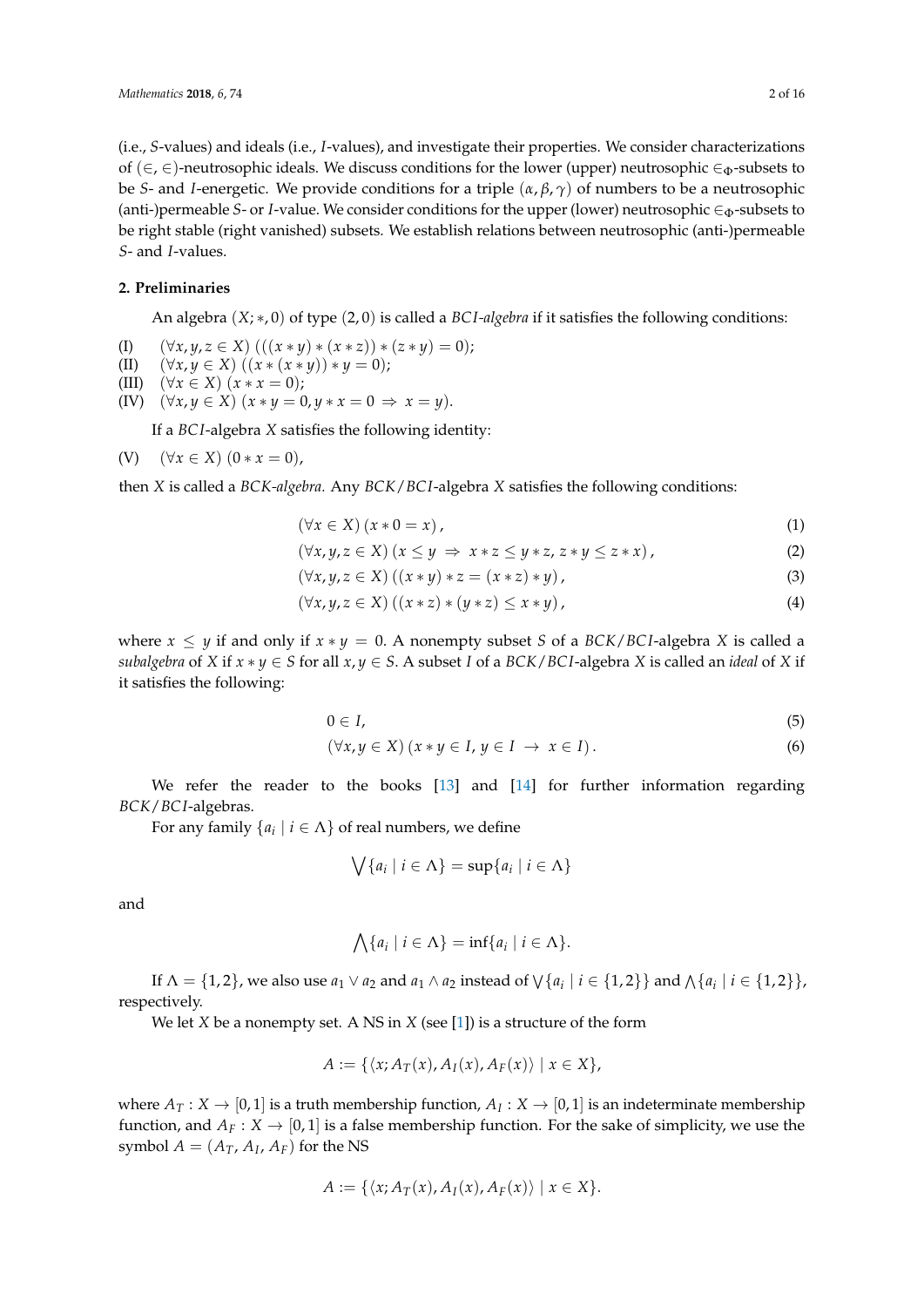(i.e., $S$-values) and ideals (i.e., $I$-values), and investigate their properties. We consider characterizations of $(\in, \in)$-neutrosophic ideals. We discuss conditions for the lower (upper) neutrosophic $\in_\Phi$-subsets to be $S$- and $I$-energetic. We provide conditions for a triple $(\alpha, \beta, \gamma)$ of numbers to be a neutrosophic (anti-)permeable $S$- or $I$-value. We consider conditions for the upper (lower) neutrosophic $\in_\Phi$-subsets to be right stable (right vanished) subsets. We establish relations between neutrosophic (anti-)permeable $S$- and $I$-values.

## 2. Preliminaries

An algebra $(X; *, 0)$ of type $(2, 0)$ is called a *BCI-algebra* if it satisfies the following conditions:

(I) $(\forall x, y, z \in X)\ (((x * y) * (x * z)) * (z * y) = 0)$;
(II) $(\forall x, y \in X)\ ((x * (x * y)) * y = 0)$;
(III) $(\forall x \in X)\ (x * x = 0)$;
(IV) $(\forall x, y \in X)\ (x * y = 0, y * x = 0 \Rightarrow x = y)$.

If a $BCI$-algebra $X$ satisfies the following identity:

(V) $(\forall x \in X)\ (0 * x = 0)$,

then $X$ is called a *BCK-algebra.* Any $BCK/BCI$-algebra $X$ satisfies the following conditions:

$$(\forall x \in X)\,(x * 0 = x)\,, \tag{1}$$

$$(\forall x, y, z \in X)\,(x \leq y \ \Rightarrow \ x * z \leq y * z,\, z * y \leq z * x)\,, \tag{2}$$

$$(\forall x, y, z \in X)\,((x * y) * z = (x * z) * y)\,, \tag{3}$$

$$(\forall x, y, z \in X)\,((x * z) * (y * z) \leq x * y)\,, \tag{4}$$

where $x \leq y$ if and only if $x * y = 0$. A nonempty subset $S$ of a $BCK/BCI$-algebra $X$ is called a *subalgebra* of $X$ if $x * y \in S$ for all $x, y \in S$. A subset $I$ of a $BCK/BCI$-algebra $X$ is called an *ideal* of $X$ if it satisfies the following:

$$0 \in I, \tag{5}$$

$$(\forall x, y \in X)\,(x * y \in I,\, y \in I \ \rightarrow \ x \in I)\,. \tag{6}$$

We refer the reader to the books [13] and [14] for further information regarding $BCK/BCI$-algebras.

For any family $\{a_i \mid i \in \Lambda\}$ of real numbers, we define

$$\bigvee \{a_i \mid i \in \Lambda\} = \sup\{a_i \mid i \in \Lambda\}$$

and

$$\bigwedge \{a_i \mid i \in \Lambda\} = \inf\{a_i \mid i \in \Lambda\}.$$

If $\Lambda = \{1, 2\}$, we also use $a_1 \vee a_2$ and $a_1 \wedge a_2$ instead of $\bigvee\{a_i \mid i \in \{1, 2\}\}$ and $\bigwedge\{a_i \mid i \in \{1, 2\}\}$, respectively.

We let $X$ be a nonempty set. A NS in $X$ (see [1]) is a structure of the form

$$A := \{\langle x; A_T(x), A_I(x), A_F(x)\rangle \mid x \in X\},$$

where $A_T : X \to [0, 1]$ is a truth membership function, $A_I : X \to [0, 1]$ is an indeterminate membership function, and $A_F : X \to [0, 1]$ is a false membership function. For the sake of simplicity, we use the symbol $A = (A_T, A_I, A_F)$ for the NS

$$A := \{\langle x; A_T(x), A_I(x), A_F(x)\rangle \mid x \in X\}.$$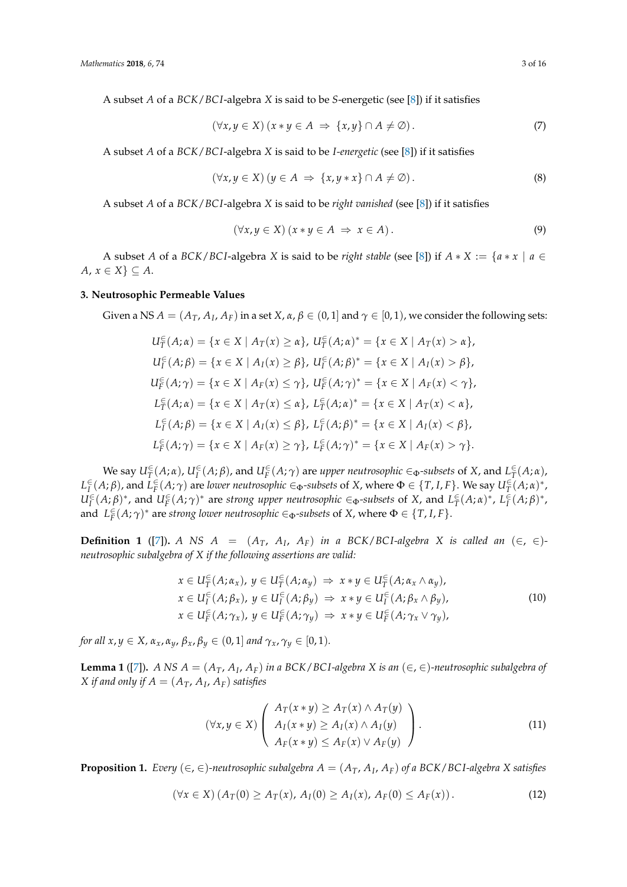A subset $A$ of a $BCK/BCI$-algebra $X$ is said to be $S$-energetic (see [8]) if it satisfies

$$(\forall x, y \in X)\,(x * y \in A \;\Rightarrow\; \{x, y\} \cap A \neq \emptyset). \tag{7}$$

A subset $A$ of a $BCK/BCI$-algebra $X$ is said to be *I-energetic* (see [8]) if it satisfies

$$(\forall x, y \in X)\,(y \in A \;\Rightarrow\; \{x, y * x\} \cap A \neq \emptyset). \tag{8}$$

A subset $A$ of a $BCK/BCI$-algebra $X$ is said to be *right vanished* (see [8]) if it satisfies

$$(\forall x, y \in X)\,(x * y \in A \;\Rightarrow\; x \in A). \tag{9}$$

A subset $A$ of a $BCK/BCI$-algebra $X$ is said to be *right stable* (see [8]) if $A * X := \{a * x \mid a \in A,\, x \in X\} \subseteq A$.

## 3. Neutrosophic Permeable Values

Given a NS $A = (A_T, A_I, A_F)$ in a set $X$, $\alpha, \beta \in (0, 1]$ and $\gamma \in [0, 1)$, we consider the following sets:

$$
\begin{aligned}
U_T^{\in}(A;\alpha) &= \{x \in X \mid A_T(x) \geq \alpha\},\; U_T^{\in}(A;\alpha)^* = \{x \in X \mid A_T(x) > \alpha\},\\
U_I^{\in}(A;\beta) &= \{x \in X \mid A_I(x) \geq \beta\},\; U_I^{\in}(A;\beta)^* = \{x \in X \mid A_I(x) > \beta\},\\
U_F^{\in}(A;\gamma) &= \{x \in X \mid A_F(x) \leq \gamma\},\; U_F^{\in}(A;\gamma)^* = \{x \in X \mid A_F(x) < \gamma\},\\
L_T^{\in}(A;\alpha) &= \{x \in X \mid A_T(x) \leq \alpha\},\; L_T^{\in}(A;\alpha)^* = \{x \in X \mid A_T(x) < \alpha\},\\
L_I^{\in}(A;\beta) &= \{x \in X \mid A_I(x) \leq \beta\},\; L_I^{\in}(A;\beta)^* = \{x \in X \mid A_I(x) < \beta\},\\
L_F^{\in}(A;\gamma) &= \{x \in X \mid A_F(x) \geq \gamma\},\; L_F^{\in}(A;\gamma)^* = \{x \in X \mid A_F(x) > \gamma\}.
\end{aligned}
$$

We say $U_T^{\in}(A;\alpha)$, $U_I^{\in}(A;\beta)$, and $U_F^{\in}(A;\gamma)$ are *upper neutrosophic $\in_\Phi$-subsets* of $X$, and $L_T^{\in}(A;\alpha)$, $L_I^{\in}(A;\beta)$, and $L_F^{\in}(A;\gamma)$ are *lower neutrosophic $\in_\Phi$-subsets* of $X$, where $\Phi \in \{T, I, F\}$. We say $U_T^{\in}(A;\alpha)^*$, $U_I^{\in}(A;\beta)^*$, and $U_F^{\in}(A;\gamma)^*$ are *strong upper neutrosophic $\in_\Phi$-subsets* of $X$, and $L_T^{\in}(A;\alpha)^*$, $L_I^{\in}(A;\beta)^*$, and $L_F^{\in}(A;\gamma)^*$ are *strong lower neutrosophic $\in_\Phi$-subsets* of $X$, where $\Phi \in \{T, I, F\}$.

**Definition 1** ([7]). *A NS $A = (A_T, A_I, A_F)$ in a $BCK/BCI$-algebra $X$ is called an $(\in, \in)$-neutrosophic subalgebra of $X$ if the following assertions are valid:*

$$
\begin{aligned}
&x \in U_T^{\in}(A;\alpha_x),\; y \in U_T^{\in}(A;\alpha_y) \;\Rightarrow\; x * y \in U_T^{\in}(A;\alpha_x \wedge \alpha_y),\\
&x \in U_I^{\in}(A;\beta_x),\; y \in U_I^{\in}(A;\beta_y) \;\Rightarrow\; x * y \in U_I^{\in}(A;\beta_x \wedge \beta_y),\\
&x \in U_F^{\in}(A;\gamma_x),\; y \in U_F^{\in}(A;\gamma_y) \;\Rightarrow\; x * y \in U_F^{\in}(A;\gamma_x \vee \gamma_y),
\end{aligned} \tag{10}
$$

*for all $x, y \in X$, $\alpha_x, \alpha_y, \beta_x, \beta_y \in (0, 1]$ and $\gamma_x, \gamma_y \in [0, 1)$.*

**Lemma 1** ([7]). *A NS $A = (A_T, A_I, A_F)$ in a $BCK/BCI$-algebra $X$ is an $(\in, \in)$-neutrosophic subalgebra of $X$ if and only if $A = (A_T, A_I, A_F)$ satisfies*

$$(\forall x, y \in X) \begin{pmatrix} A_T(x * y) \geq A_T(x) \wedge A_T(y) \\ A_I(x * y) \geq A_I(x) \wedge A_I(y) \\ A_F(x * y) \leq A_F(x) \vee A_F(y) \end{pmatrix}. \tag{11}$$

**Proposition 1.** *Every $(\in, \in)$-neutrosophic subalgebra $A = (A_T, A_I, A_F)$ of a $BCK/BCI$-algebra $X$ satisfies*

$$(\forall x \in X)\,(A_T(0) \geq A_T(x),\; A_I(0) \geq A_I(x),\; A_F(0) \leq A_F(x)). \tag{12}$$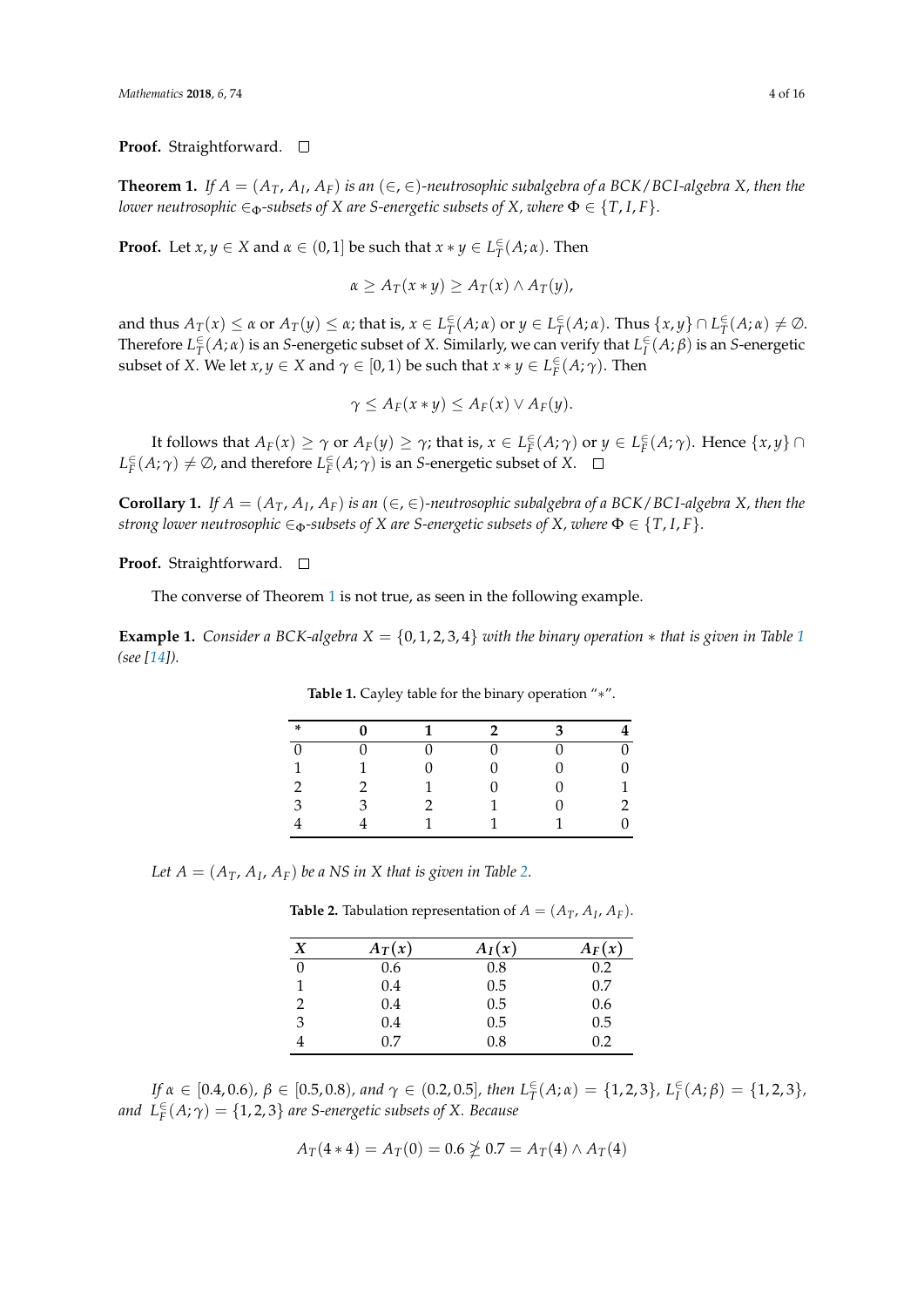**Proof.** Straightforward. □

**Theorem 1.** *If $A = (A_T, A_I, A_F)$ is an $(\in, \in)$-neutrosophic subalgebra of a BCK/BCI-algebra $X$, then the lower neutrosophic $\in_\Phi$-subsets of $X$ are S-energetic subsets of $X$, where $\Phi \in \{T, I, F\}$.*

**Proof.** Let $x, y \in X$ and $\alpha \in (0, 1]$ be such that $x * y \in L_T^{\in}(A; \alpha)$. Then

$$\alpha \geq A_T(x * y) \geq A_T(x) \wedge A_T(y),$$

and thus $A_T(x) \leq \alpha$ or $A_T(y) \leq \alpha$; that is, $x \in L_T^{\in}(A; \alpha)$ or $y \in L_T^{\in}(A; \alpha)$. Thus $\{x, y\} \cap L_T^{\in}(A; \alpha) \neq \emptyset$. Therefore $L_T^{\in}(A; \alpha)$ is an $S$-energetic subset of $X$. Similarly, we can verify that $L_I^{\in}(A; \beta)$ is an $S$-energetic subset of $X$. We let $x, y \in X$ and $\gamma \in [0, 1)$ be such that $x * y \in L_F^{\in}(A; \gamma)$. Then

$$\gamma \leq A_F(x * y) \leq A_F(x) \vee A_F(y).$$

It follows that $A_F(x) \geq \gamma$ or $A_F(y) \geq \gamma$; that is, $x \in L_F^{\in}(A; \gamma)$ or $y \in L_F^{\in}(A; \gamma)$. Hence $\{x, y\} \cap L_F^{\in}(A; \gamma) \neq \emptyset$, and therefore $L_F^{\in}(A; \gamma)$ is an $S$-energetic subset of $X$. □

**Corollary 1.** *If $A = (A_T, A_I, A_F)$ is an $(\in, \in)$-neutrosophic subalgebra of a BCK/BCI-algebra $X$, then the strong lower neutrosophic $\in_\Phi$-subsets of $X$ are S-energetic subsets of $X$, where $\Phi \in \{T, I, F\}$.*

**Proof.** Straightforward. □

The converse of Theorem 1 is not true, as seen in the following example.

**Example 1.** *Consider a BCK-algebra $X = \{0, 1, 2, 3, 4\}$ with the binary operation $*$ that is given in Table 1 (see [14]).*

**Table 1.** Cayley table for the binary operation "$*$".

| * | 0 | 1 | 2 | 3 | 4 |
|---|---|---|---|---|---|
| 0 | 0 | 0 | 0 | 0 | 0 |
| 1 | 1 | 0 | 0 | 0 | 0 |
| 2 | 2 | 1 | 0 | 0 | 1 |
| 3 | 3 | 2 | 1 | 0 | 2 |
| 4 | 4 | 1 | 1 | 1 | 0 |

*Let $A = (A_T, A_I, A_F)$ be a NS in $X$ that is given in Table 2.*

**Table 2.** Tabulation representation of $A = (A_T, A_I, A_F)$.

| $X$ | $A_T(x)$ | $A_I(x)$ | $A_F(x)$ |
|---|---|---|---|
| 0 | 0.6 | 0.8 | 0.2 |
| 1 | 0.4 | 0.5 | 0.7 |
| 2 | 0.4 | 0.5 | 0.6 |
| 3 | 0.4 | 0.5 | 0.5 |
| 4 | 0.7 | 0.8 | 0.2 |

*If $\alpha \in [0.4, 0.6)$, $\beta \in [0.5, 0.8)$, and $\gamma \in (0.2, 0.5]$, then $L_T^{\in}(A; \alpha) = \{1, 2, 3\}$, $L_I^{\in}(A; \beta) = \{1, 2, 3\}$, and $L_F^{\in}(A; \gamma) = \{1, 2, 3\}$ are S-energetic subsets of $X$. Because*

$$A_T(4 * 4) = A_T(0) = 0.6 \not\geq 0.7 = A_T(4) \wedge A_T(4)$$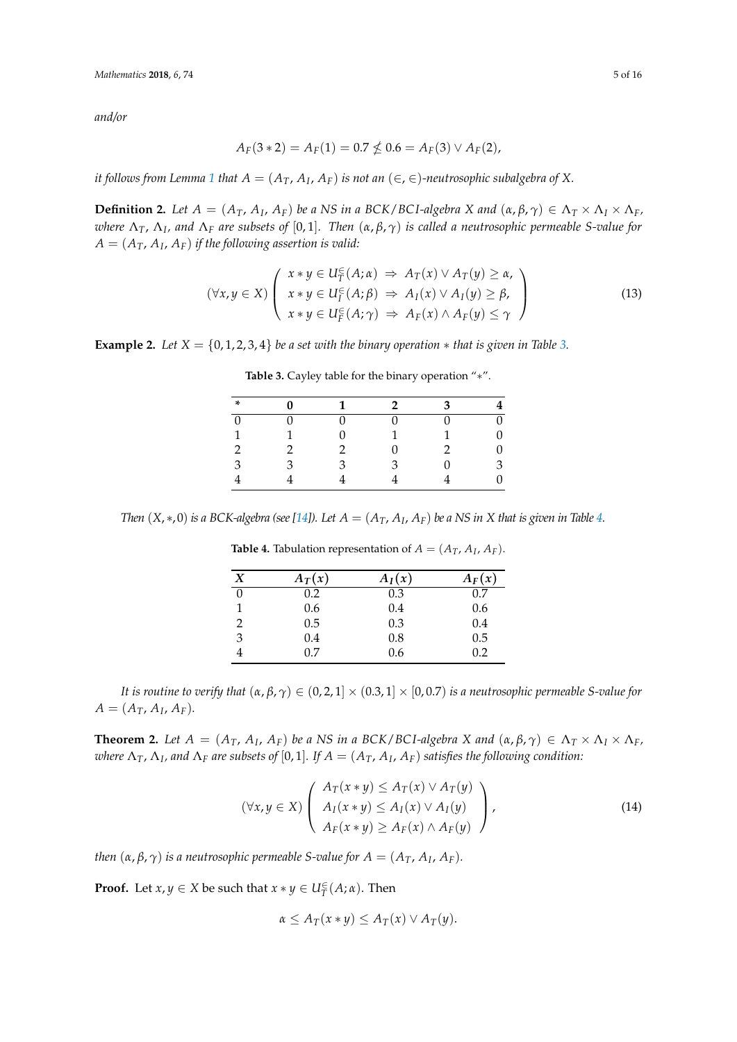*and/or*

$$A_F(3*2) = A_F(1) = 0.7 \nleq 0.6 = A_F(3) \vee A_F(2),$$

*it follows from Lemma 1 that $A = (A_T, A_I, A_F)$ is not an $(\in, \in)$-neutrosophic subalgebra of $X$.*

**Definition 2.** *Let $A = (A_T, A_I, A_F)$ be a NS in a BCK/BCI-algebra $X$ and $(\alpha, \beta, \gamma) \in \Lambda_T \times \Lambda_I \times \Lambda_F$, where $\Lambda_T$, $\Lambda_I$, and $\Lambda_F$ are subsets of $[0, 1]$. Then $(\alpha, \beta, \gamma)$ is called a neutrosophic permeable S-value for $A = (A_T, A_I, A_F)$ if the following assertion is valid:*

$$(\forall x, y \in X) \left( \begin{array}{l} x * y \in U_T^{\in}(A; \alpha) \;\Rightarrow\; A_T(x) \vee A_T(y) \geq \alpha, \\ x * y \in U_I^{\in}(A; \beta) \;\Rightarrow\; A_I(x) \vee A_I(y) \geq \beta, \\ x * y \in U_F^{\in}(A; \gamma) \;\Rightarrow\; A_F(x) \wedge A_F(y) \leq \gamma \end{array} \right) \tag{13}$$

**Example 2.** *Let $X = \{0, 1, 2, 3, 4\}$ be a set with the binary operation $*$ that is given in Table 3.*

**Table 3.** Cayley table for the binary operation "$*$".

| * | 0 | 1 | 2 | 3 | 4 |
|---|---|---|---|---|---|
| 0 | 0 | 0 | 0 | 0 | 0 |
| 1 | 1 | 0 | 1 | 1 | 0 |
| 2 | 2 | 2 | 0 | 2 | 0 |
| 3 | 3 | 3 | 3 | 0 | 3 |
| 4 | 4 | 4 | 4 | 4 | 0 |

*Then $(X, *, 0)$ is a BCK-algebra (see [14]). Let $A = (A_T, A_I, A_F)$ be a NS in $X$ that is given in Table 4.*

**Table 4.** Tabulation representation of $A = (A_T, A_I, A_F)$.

| $X$ | $A_T(x)$ | $A_I(x)$ | $A_F(x)$ |
|---|---|---|---|
| 0 | 0.2 | 0.3 | 0.7 |
| 1 | 0.6 | 0.4 | 0.6 |
| 2 | 0.5 | 0.3 | 0.4 |
| 3 | 0.4 | 0.8 | 0.5 |
| 4 | 0.7 | 0.6 | 0.2 |

*It is routine to verify that $(\alpha, \beta, \gamma) \in (0, 2, 1] \times (0.3, 1] \times [0, 0.7)$ is a neutrosophic permeable S-value for $A = (A_T, A_I, A_F)$.*

**Theorem 2.** *Let $A = (A_T, A_I, A_F)$ be a NS in a BCK/BCI-algebra $X$ and $(\alpha, \beta, \gamma) \in \Lambda_T \times \Lambda_I \times \Lambda_F$, where $\Lambda_T$, $\Lambda_I$, and $\Lambda_F$ are subsets of $[0, 1]$. If $A = (A_T, A_I, A_F)$ satisfies the following condition:*

$$(\forall x, y \in X) \left( \begin{array}{l} A_T(x * y) \leq A_T(x) \vee A_T(y) \\ A_I(x * y) \leq A_I(x) \vee A_I(y) \\ A_F(x * y) \geq A_F(x) \wedge A_F(y) \end{array} \right), \tag{14}$$

*then $(\alpha, \beta, \gamma)$ is a neutrosophic permeable S-value for $A = (A_T, A_I, A_F)$.*

**Proof.** Let $x, y \in X$ be such that $x * y \in U_T^{\in}(A; \alpha)$. Then

$$\alpha \leq A_T(x * y) \leq A_T(x) \vee A_T(y).$$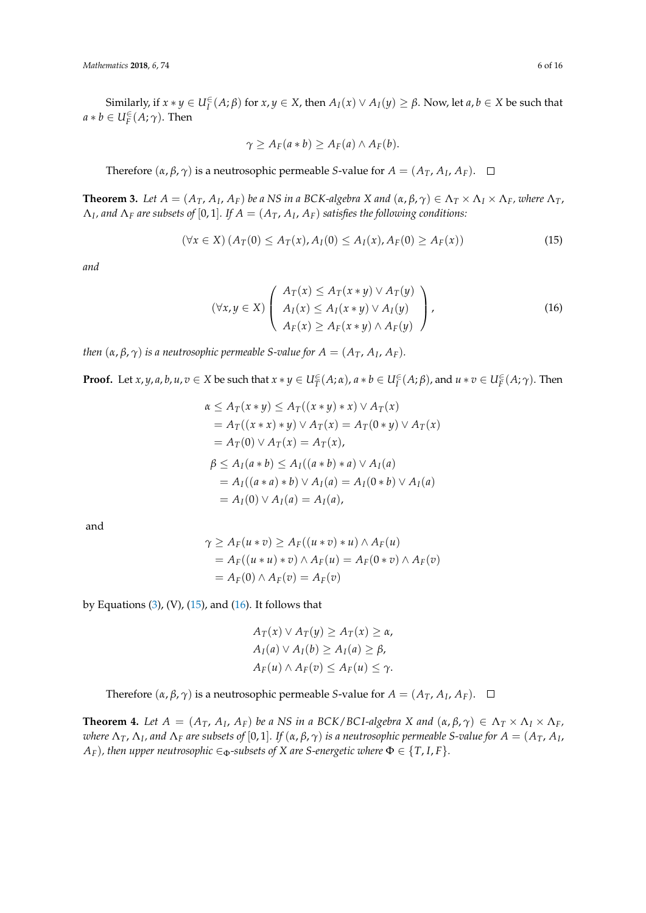Similarly, if $x * y \in U_I^{\in}(A;\beta)$ for $x, y \in X$, then $A_I(x) \vee A_I(y) \geq \beta$. Now, let $a, b \in X$ be such that $a * b \in U_F^{\in}(A;\gamma)$. Then

$$\gamma \geq A_F(a * b) \geq A_F(a) \wedge A_F(b).$$

Therefore $(\alpha, \beta, \gamma)$ is a neutrosophic permeable $S$-value for $A = (A_T, A_I, A_F)$. □

**Theorem 3.** *Let $A = (A_T, A_I, A_F)$ be a NS in a BCK-algebra $X$ and $(\alpha, \beta, \gamma) \in \Lambda_T \times \Lambda_I \times \Lambda_F$, where $\Lambda_T$, $\Lambda_I$, and $\Lambda_F$ are subsets of $[0, 1]$. If $A = (A_T, A_I, A_F)$ satisfies the following conditions:*

$$(\forall x \in X)\,(A_T(0) \leq A_T(x), A_I(0) \leq A_I(x), A_F(0) \geq A_F(x)) \tag{15}$$

*and*

$$(\forall x, y \in X) \left( \begin{array}{l} A_T(x) \leq A_T(x * y) \vee A_T(y) \\ A_I(x) \leq A_I(x * y) \vee A_I(y) \\ A_F(x) \geq A_F(x * y) \wedge A_F(y) \end{array} \right), \tag{16}$$

*then $(\alpha, \beta, \gamma)$ is a neutrosophic permeable $S$-value for $A = (A_T, A_I, A_F)$.*

**Proof.** Let $x, y, a, b, u, v \in X$ be such that $x * y \in U_T^{\in}(A;\alpha)$, $a * b \in U_I^{\in}(A;\beta)$, and $u * v \in U_F^{\in}(A;\gamma)$. Then

$$\begin{aligned}
\alpha &\leq A_T(x * y) \leq A_T((x * y) * x) \vee A_T(x) \\
&= A_T((x * x) * y) \vee A_T(x) = A_T(0 * y) \vee A_T(x) \\
&= A_T(0) \vee A_T(x) = A_T(x), \\
\beta &\leq A_I(a * b) \leq A_I((a * b) * a) \vee A_I(a) \\
&= A_I((a * a) * b) \vee A_I(a) = A_I(0 * b) \vee A_I(a) \\
&= A_I(0) \vee A_I(a) = A_I(a),
\end{aligned}$$

and

$$\begin{aligned}
\gamma &\geq A_F(u * v) \geq A_F((u * v) * u) \wedge A_F(u) \\
&= A_F((u * u) * v) \wedge A_F(u) = A_F(0 * v) \wedge A_F(v) \\
&= A_F(0) \wedge A_F(v) = A_F(v)
\end{aligned}$$

by Equations (3), (V), (15), and (16). It follows that

$$\begin{aligned}
A_T(x) \vee A_T(y) &\geq A_T(x) \geq \alpha, \\
A_I(a) \vee A_I(b) &\geq A_I(a) \geq \beta, \\
A_F(u) \wedge A_F(v) &\leq A_F(u) \leq \gamma.
\end{aligned}$$

Therefore $(\alpha, \beta, \gamma)$ is a neutrosophic permeable $S$-value for $A = (A_T, A_I, A_F)$. □

**Theorem 4.** *Let $A = (A_T, A_I, A_F)$ be a NS in a BCK/BCI-algebra $X$ and $(\alpha, \beta, \gamma) \in \Lambda_T \times \Lambda_I \times \Lambda_F$, where $\Lambda_T$, $\Lambda_I$, and $\Lambda_F$ are subsets of $[0, 1]$. If $(\alpha, \beta, \gamma)$ is a neutrosophic permeable $S$-value for $A = (A_T, A_I, A_F)$, then upper neutrosophic $\in_\Phi$-subsets of $X$ are $S$-energetic where $\Phi \in \{T, I, F\}$.*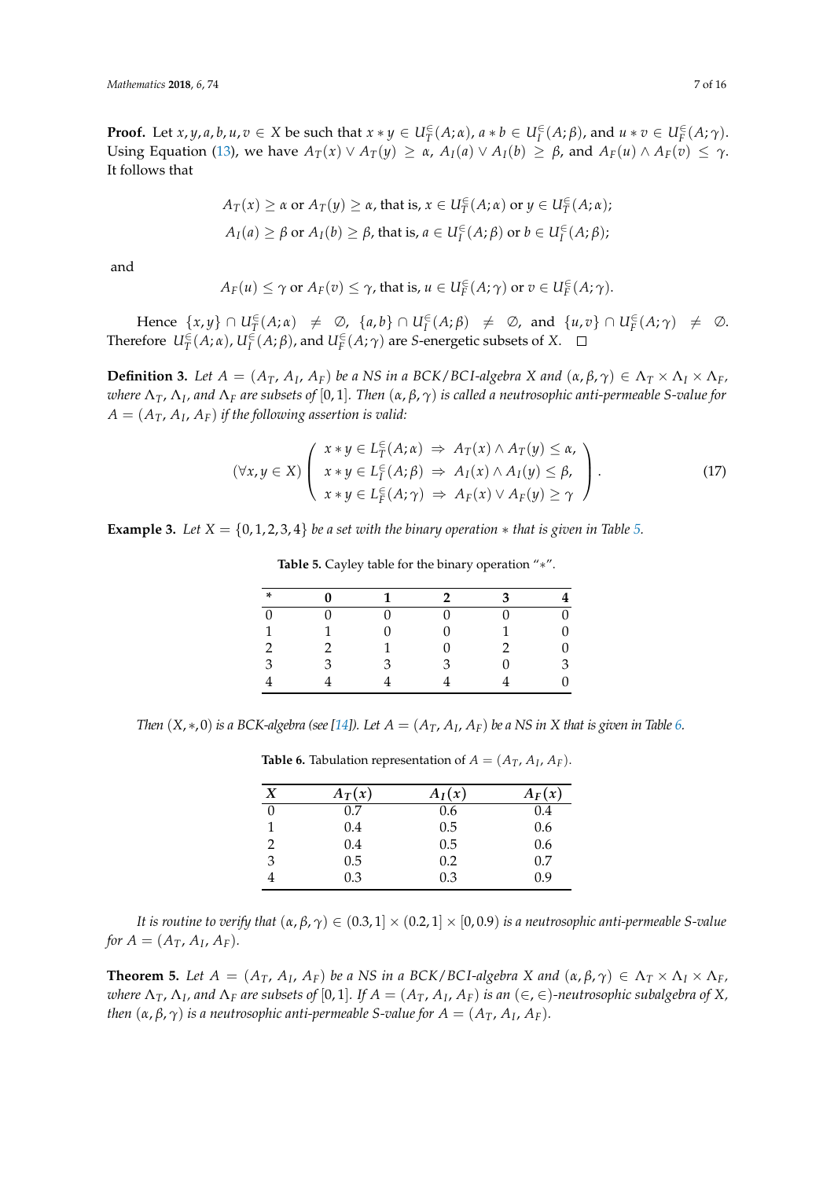**Proof.** Let $x, y, a, b, u, v \in X$ be such that $x * y \in U_T^{\in}(A;\alpha)$, $a * b \in U_I^{\in}(A;\beta)$, and $u * v \in U_F^{\in}(A;\gamma)$. Using Equation (13), we have $A_T(x) \vee A_T(y) \geq \alpha$, $A_I(a) \vee A_I(b) \geq \beta$, and $A_F(u) \wedge A_F(v) \leq \gamma$. It follows that

$$A_T(x) \geq \alpha \text{ or } A_T(y) \geq \alpha, \text{ that is, } x \in U_T^{\in}(A;\alpha) \text{ or } y \in U_T^{\in}(A;\alpha);$$
$$A_I(a) \geq \beta \text{ or } A_I(b) \geq \beta, \text{ that is, } a \in U_I^{\in}(A;\beta) \text{ or } b \in U_I^{\in}(A;\beta);$$

and

$$A_F(u) \leq \gamma \text{ or } A_F(v) \leq \gamma, \text{ that is, } u \in U_F^{\in}(A;\gamma) \text{ or } v \in U_F^{\in}(A;\gamma).$$

Hence $\{x, y\} \cap U_T^{\in}(A;\alpha) \neq \emptyset$, $\{a, b\} \cap U_I^{\in}(A;\beta) \neq \emptyset$, and $\{u, v\} \cap U_F^{\in}(A;\gamma) \neq \emptyset$. Therefore $U_T^{\in}(A;\alpha)$, $U_I^{\in}(A;\beta)$, and $U_F^{\in}(A;\gamma)$ are $S$-energetic subsets of $X$. □

**Definition 3.** *Let $A = (A_T, A_I, A_F)$ be a NS in a BCK/BCI-algebra $X$ and $(\alpha, \beta, \gamma) \in \Lambda_T \times \Lambda_I \times \Lambda_F$, where $\Lambda_T$, $\Lambda_I$, and $\Lambda_F$ are subsets of $[0, 1]$. Then $(\alpha, \beta, \gamma)$ is called a neutrosophic anti-permeable S-value for $A = (A_T, A_I, A_F)$ if the following assertion is valid:*

$$(\forall x, y \in X) \left( \begin{array}{l} x * y \in L_T^{\in}(A;\alpha) \Rightarrow A_T(x) \wedge A_T(y) \leq \alpha, \\ x * y \in L_I^{\in}(A;\beta) \Rightarrow A_I(x) \wedge A_I(y) \leq \beta, \\ x * y \in L_F^{\in}(A;\gamma) \Rightarrow A_F(x) \vee A_F(y) \geq \gamma \end{array} \right). \tag{17}$$

**Example 3.** *Let $X = \{0, 1, 2, 3, 4\}$ be a set with the binary operation $*$ that is given in Table 5.*

**Table 5.** Cayley table for the binary operation "$*$".

| * | 0 | 1 | 2 | 3 | 4 |
|---|---|---|---|---|---|
| 0 | 0 | 0 | 0 | 0 | 0 |
| 1 | 1 | 0 | 0 | 1 | 0 |
| 2 | 2 | 1 | 0 | 2 | 0 |
| 3 | 3 | 3 | 3 | 0 | 3 |
| 4 | 4 | 4 | 4 | 4 | 0 |

*Then $(X, *, 0)$ is a BCK-algebra (see [14]). Let $A = (A_T, A_I, A_F)$ be a NS in $X$ that is given in Table 6.*

**Table 6.** Tabulation representation of $A = (A_T, A_I, A_F)$.

| $X$ | $A_T(x)$ | $A_I(x)$ | $A_F(x)$ |
|---|---|---|---|
| 0 | 0.7 | 0.6 | 0.4 |
| 1 | 0.4 | 0.5 | 0.6 |
| 2 | 0.4 | 0.5 | 0.6 |
| 3 | 0.5 | 0.2 | 0.7 |
| 4 | 0.3 | 0.3 | 0.9 |

*It is routine to verify that $(\alpha, \beta, \gamma) \in (0.3, 1] \times (0.2, 1] \times [0, 0.9)$ is a neutrosophic anti-permeable S-value for $A = (A_T, A_I, A_F)$.*

**Theorem 5.** *Let $A = (A_T, A_I, A_F)$ be a NS in a BCK/BCI-algebra $X$ and $(\alpha, \beta, \gamma) \in \Lambda_T \times \Lambda_I \times \Lambda_F$, where $\Lambda_T$, $\Lambda_I$, and $\Lambda_F$ are subsets of $[0, 1]$. If $A = (A_T, A_I, A_F)$ is an $(\in, \in)$-neutrosophic subalgebra of $X$, then $(\alpha, \beta, \gamma)$ is a neutrosophic anti-permeable S-value for $A = (A_T, A_I, A_F)$.*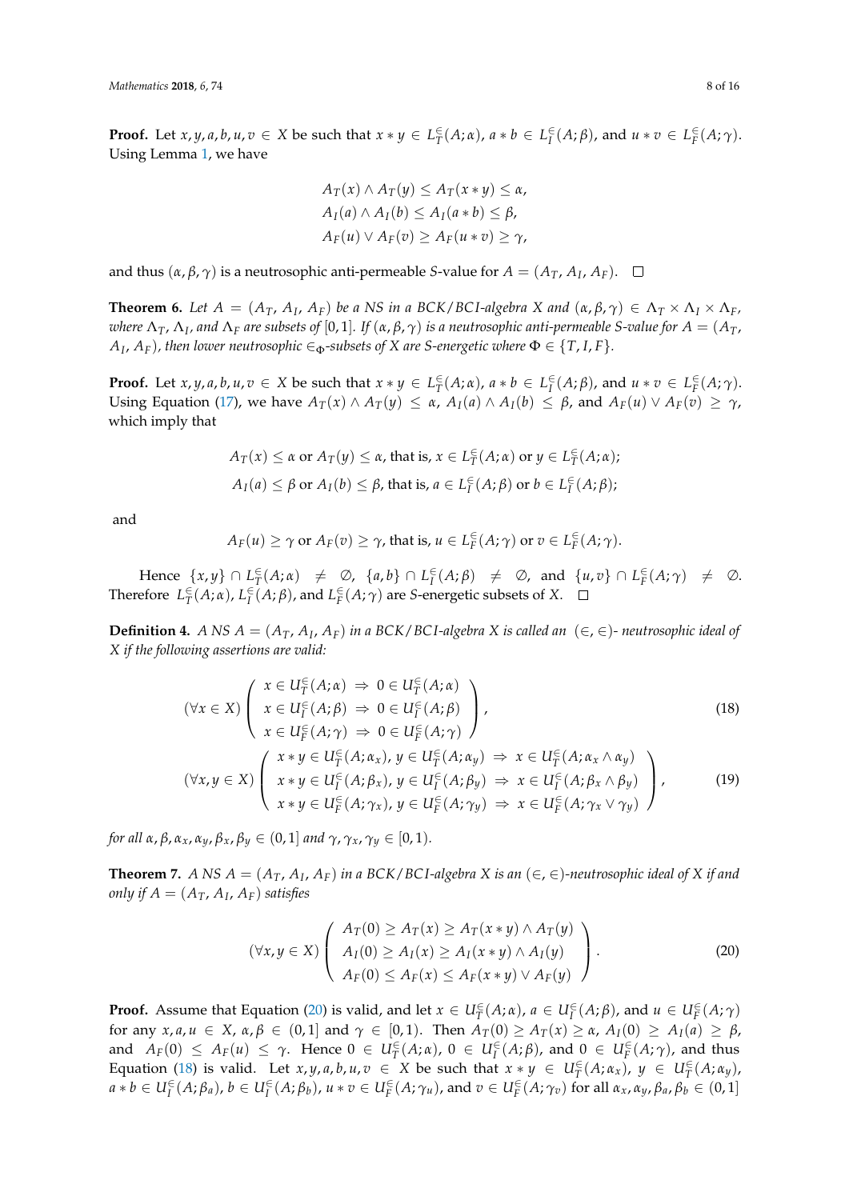**Proof.** Let $x, y, a, b, u, v \in X$ be such that $x * y \in L_T^{\in}(A;\alpha)$, $a * b \in L_I^{\in}(A;\beta)$, and $u * v \in L_F^{\in}(A;\gamma)$. Using Lemma 1, we have

$$
\begin{aligned}
&A_T(x) \wedge A_T(y) \leq A_T(x * y) \leq \alpha, \\
&A_I(a) \wedge A_I(b) \leq A_I(a * b) \leq \beta, \\
&A_F(u) \vee A_F(v) \geq A_F(u * v) \geq \gamma,
\end{aligned}
$$

and thus $(\alpha, \beta, \gamma)$ is a neutrosophic anti-permeable $S$-value for $A = (A_T, A_I, A_F)$. □

**Theorem 6.** *Let $A = (A_T, A_I, A_F)$ be a NS in a BCK/BCI-algebra $X$ and $(\alpha, \beta, \gamma) \in \Lambda_T \times \Lambda_I \times \Lambda_F$, where $\Lambda_T$, $\Lambda_I$, and $\Lambda_F$ are subsets of $[0,1]$. If $(\alpha, \beta, \gamma)$ is a neutrosophic anti-permeable $S$-value for $A = (A_T, A_I, A_F)$, then lower neutrosophic $\in_\Phi$-subsets of $X$ are $S$-energetic where $\Phi \in \{T, I, F\}$.*

**Proof.** Let $x, y, a, b, u, v \in X$ be such that $x * y \in L_T^{\in}(A;\alpha)$, $a * b \in L_I^{\in}(A;\beta)$, and $u * v \in L_F^{\in}(A;\gamma)$. Using Equation (17), we have $A_T(x) \wedge A_T(y) \leq \alpha$, $A_I(a) \wedge A_I(b) \leq \beta$, and $A_F(u) \vee A_F(v) \geq \gamma$, which imply that

$$
\begin{aligned}
&A_T(x) \leq \alpha \text{ or } A_T(y) \leq \alpha, \text{ that is, } x \in L_T^{\in}(A;\alpha) \text{ or } y \in L_T^{\in}(A;\alpha); \\
&A_I(a) \leq \beta \text{ or } A_I(b) \leq \beta, \text{ that is, } a \in L_I^{\in}(A;\beta) \text{ or } b \in L_I^{\in}(A;\beta);
\end{aligned}
$$

and

$$
A_F(u) \geq \gamma \text{ or } A_F(v) \geq \gamma, \text{ that is, } u \in L_F^{\in}(A;\gamma) \text{ or } v \in L_F^{\in}(A;\gamma).
$$

Hence $\{x, y\} \cap L_T^{\in}(A;\alpha) \neq \emptyset$, $\{a, b\} \cap L_I^{\in}(A;\beta) \neq \emptyset$, and $\{u, v\} \cap L_F^{\in}(A;\gamma) \neq \emptyset$. Therefore $L_T^{\in}(A;\alpha)$, $L_I^{\in}(A;\beta)$, and $L_F^{\in}(A;\gamma)$ are $S$-energetic subsets of $X$. □

**Definition 4.** *A NS $A = (A_T, A_I, A_F)$ in a BCK/BCI-algebra $X$ is called an $(\in, \in)$- neutrosophic ideal of $X$ if the following assertions are valid:*

$$
(\forall x \in X) \left( \begin{array}{l} x \in U_T^{\in}(A;\alpha) \Rightarrow 0 \in U_T^{\in}(A;\alpha) \\ x \in U_I^{\in}(A;\beta) \Rightarrow 0 \in U_I^{\in}(A;\beta) \\ x \in U_F^{\in}(A;\gamma) \Rightarrow 0 \in U_F^{\in}(A;\gamma) \end{array} \right), \tag{18}
$$

$$
(\forall x, y \in X) \left( \begin{array}{l} x * y \in U_T^{\in}(A;\alpha_x),\, y \in U_T^{\in}(A;\alpha_y) \Rightarrow x \in U_T^{\in}(A;\alpha_x \wedge \alpha_y) \\ x * y \in U_I^{\in}(A;\beta_x),\, y \in U_I^{\in}(A;\beta_y) \Rightarrow x \in U_I^{\in}(A;\beta_x \wedge \beta_y) \\ x * y \in U_F^{\in}(A;\gamma_x),\, y \in U_F^{\in}(A;\gamma_y) \Rightarrow x \in U_F^{\in}(A;\gamma_x \vee \gamma_y) \end{array} \right), \tag{19}
$$

*for all $\alpha, \beta, \alpha_x, \alpha_y, \beta_x, \beta_y \in (0,1]$ and $\gamma, \gamma_x, \gamma_y \in [0,1)$.*

**Theorem 7.** *A NS $A = (A_T, A_I, A_F)$ in a BCK/BCI-algebra $X$ is an $(\in, \in)$-neutrosophic ideal of $X$ if and only if $A = (A_T, A_I, A_F)$ satisfies*

$$
(\forall x, y \in X) \left( \begin{array}{l} A_T(0) \geq A_T(x) \geq A_T(x * y) \wedge A_T(y) \\ A_I(0) \geq A_I(x) \geq A_I(x * y) \wedge A_I(y) \\ A_F(0) \leq A_F(x) \leq A_F(x * y) \vee A_F(y) \end{array} \right). \tag{20}
$$

**Proof.** Assume that Equation (20) is valid, and let $x \in U_T^{\in}(A;\alpha)$, $a \in U_I^{\in}(A;\beta)$, and $u \in U_F^{\in}(A;\gamma)$ for any $x, a, u \in X$, $\alpha, \beta \in (0,1]$ and $\gamma \in [0,1)$. Then $A_T(0) \geq A_T(x) \geq \alpha$, $A_I(0) \geq A_I(a) \geq \beta$, and $A_F(0) \leq A_F(u) \leq \gamma$. Hence $0 \in U_T^{\in}(A;\alpha)$, $0 \in U_I^{\in}(A;\beta)$, and $0 \in U_F^{\in}(A;\gamma)$, and thus Equation (18) is valid. Let $x, y, a, b, u, v \in X$ be such that $x * y \in U_T^{\in}(A;\alpha_x)$, $y \in U_T^{\in}(A;\alpha_y)$, $a * b \in U_I^{\in}(A;\beta_a)$, $b \in U_I^{\in}(A;\beta_b)$, $u * v \in U_F^{\in}(A;\gamma_u)$, and $v \in U_F^{\in}(A;\gamma_v)$ for all $\alpha_x, \alpha_y, \beta_a, \beta_b \in (0,1]$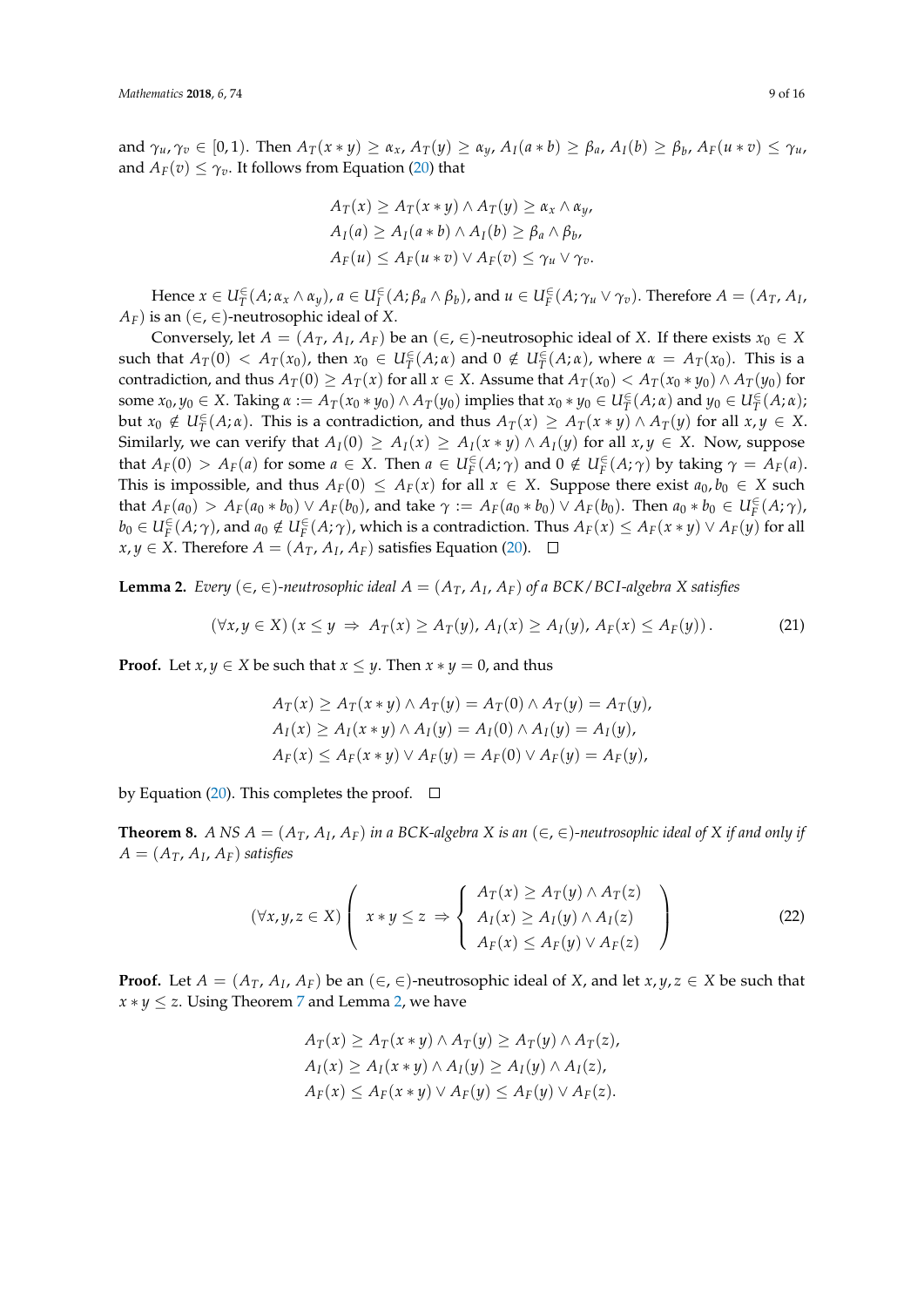and $\gamma_u, \gamma_v \in [0,1)$. Then $A_T(x*y) \geq \alpha_x$, $A_T(y) \geq \alpha_y$, $A_I(a*b) \geq \beta_a$, $A_I(b) \geq \beta_b$, $A_F(u*v) \leq \gamma_u$, and $A_F(v) \leq \gamma_v$. It follows from Equation (20) that

$$A_T(x) \geq A_T(x*y) \wedge A_T(y) \geq \alpha_x \wedge \alpha_y,$$
$$A_I(a) \geq A_I(a*b) \wedge A_I(b) \geq \beta_a \wedge \beta_b,$$
$$A_F(u) \leq A_F(u*v) \vee A_F(v) \leq \gamma_u \vee \gamma_v.$$

Hence $x \in U_T^{\in}(A; \alpha_x \wedge \alpha_y)$, $a \in U_I^{\in}(A; \beta_a \wedge \beta_b)$, and $u \in U_F^{\in}(A; \gamma_u \vee \gamma_v)$. Therefore $A = (A_T, A_I, A_F)$ is an $(\in, \in)$-neutrosophic ideal of $X$.

Conversely, let $A = (A_T, A_I, A_F)$ be an $(\in, \in)$-neutrosophic ideal of $X$. If there exists $x_0 \in X$ such that $A_T(0) < A_T(x_0)$, then $x_0 \in U_T^{\in}(A; \alpha)$ and $0 \notin U_T^{\in}(A; \alpha)$, where $\alpha = A_T(x_0)$. This is a contradiction, and thus $A_T(0) \geq A_T(x)$ for all $x \in X$. Assume that $A_T(x_0) < A_T(x_0 * y_0) \wedge A_T(y_0)$ for some $x_0, y_0 \in X$. Taking $\alpha := A_T(x_0 * y_0) \wedge A_T(y_0)$ implies that $x_0 * y_0 \in U_T^{\in}(A; \alpha)$ and $y_0 \in U_T^{\in}(A; \alpha)$; but $x_0 \notin U_T^{\in}(A; \alpha)$. This is a contradiction, and thus $A_T(x) \geq A_T(x*y) \wedge A_T(y)$ for all $x, y \in X$. Similarly, we can verify that $A_I(0) \geq A_I(x) \geq A_I(x*y) \wedge A_I(y)$ for all $x, y \in X$. Now, suppose that $A_F(0) > A_F(a)$ for some $a \in X$. Then $a \in U_F^{\in}(A; \gamma)$ and $0 \notin U_F^{\in}(A; \gamma)$ by taking $\gamma = A_F(a)$. This is impossible, and thus $A_F(0) \leq A_F(x)$ for all $x \in X$. Suppose there exist $a_0, b_0 \in X$ such that $A_F(a_0) > A_F(a_0 * b_0) \vee A_F(b_0)$, and take $\gamma := A_F(a_0 * b_0) \vee A_F(b_0)$. Then $a_0 * b_0 \in U_F^{\in}(A; \gamma)$, $b_0 \in U_F^{\in}(A; \gamma)$, and $a_0 \notin U_F^{\in}(A; \gamma)$, which is a contradiction. Thus $A_F(x) \leq A_F(x*y) \vee A_F(y)$ for all $x, y \in X$. Therefore $A = (A_T, A_I, A_F)$ satisfies Equation (20). □

**Lemma 2.** *Every $(\in, \in)$-neutrosophic ideal $A = (A_T, A_I, A_F)$ of a BCK/BCI-algebra $X$ satisfies*

$$(\forall x, y \in X)\,(x \leq y \;\Rightarrow\; A_T(x) \geq A_T(y),\, A_I(x) \geq A_I(y),\, A_F(x) \leq A_F(y)). \tag{21}$$

**Proof.** Let $x, y \in X$ be such that $x \leq y$. Then $x * y = 0$, and thus

$$A_T(x) \geq A_T(x*y) \wedge A_T(y) = A_T(0) \wedge A_T(y) = A_T(y),$$
$$A_I(x) \geq A_I(x*y) \wedge A_I(y) = A_I(0) \wedge A_I(y) = A_I(y),$$
$$A_F(x) \leq A_F(x*y) \vee A_F(y) = A_F(0) \vee A_F(y) = A_F(y),$$

by Equation (20). This completes the proof. □

**Theorem 8.** *A NS $A = (A_T, A_I, A_F)$ in a BCK-algebra $X$ is an $(\in, \in)$-neutrosophic ideal of $X$ if and only if $A = (A_T, A_I, A_F)$ satisfies*

$$(\forall x, y, z \in X)\left( x * y \leq z \;\Rightarrow \left\{ \begin{array}{l} A_T(x) \geq A_T(y) \wedge A_T(z) \\ A_I(x) \geq A_I(y) \wedge A_I(z) \\ A_F(x) \leq A_F(y) \vee A_F(z) \end{array} \right. \right) \tag{22}$$

**Proof.** Let $A = (A_T, A_I, A_F)$ be an $(\in, \in)$-neutrosophic ideal of $X$, and let $x, y, z \in X$ be such that $x * y \leq z$. Using Theorem 7 and Lemma 2, we have

$$A_T(x) \geq A_T(x*y) \wedge A_T(y) \geq A_T(y) \wedge A_T(z),$$
$$A_I(x) \geq A_I(x*y) \wedge A_I(y) \geq A_I(y) \wedge A_I(z),$$
$$A_F(x) \leq A_F(x*y) \vee A_F(y) \leq A_F(y) \vee A_F(z).$$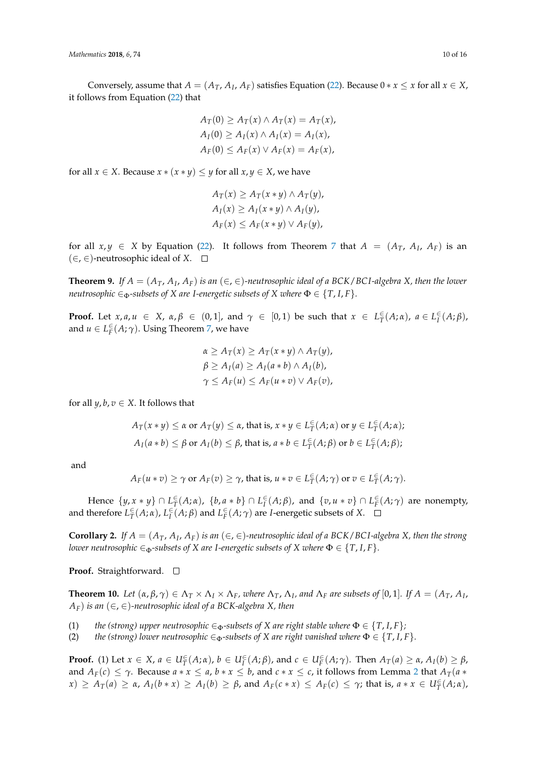Conversely, assume that $A = (A_T, A_I, A_F)$ satisfies Equation (22). Because $0 * x \leq x$ for all $x \in X$, it follows from Equation (22) that

$$A_T(0) \geq A_T(x) \wedge A_T(x) = A_T(x),$$
$$A_I(0) \geq A_I(x) \wedge A_I(x) = A_I(x),$$
$$A_F(0) \leq A_F(x) \vee A_F(x) = A_F(x),$$

for all $x \in X$. Because $x * (x * y) \leq y$ for all $x, y \in X$, we have

$$A_T(x) \geq A_T(x * y) \wedge A_T(y),$$
$$A_I(x) \geq A_I(x * y) \wedge A_I(y),$$
$$A_F(x) \leq A_F(x * y) \vee A_F(y),$$

for all $x, y \in X$ by Equation (22). It follows from Theorem 7 that $A = (A_T, A_I, A_F)$ is an $(\in, \in)$-neutrosophic ideal of $X$. $\square$

**Theorem 9.** *If $A = (A_T, A_I, A_F)$ is an $(\in, \in)$-neutrosophic ideal of a BCK/BCI-algebra $X$, then the lower neutrosophic $\in_\Phi$-subsets of $X$ are I-energetic subsets of $X$ where $\Phi \in \{T, I, F\}$.*

**Proof.** Let $x, a, u \in X$, $\alpha, \beta \in (0, 1]$, and $\gamma \in [0, 1)$ be such that $x \in L_T^{\in}(A; \alpha)$, $a \in L_I^{\in}(A; \beta)$, and $u \in L_F^{\in}(A; \gamma)$. Using Theorem 7, we have

$$\alpha \geq A_T(x) \geq A_T(x * y) \wedge A_T(y),$$
$$\beta \geq A_I(a) \geq A_I(a * b) \wedge A_I(b),$$
$$\gamma \leq A_F(u) \leq A_F(u * v) \vee A_F(v),$$

for all $y, b, v \in X$. It follows that

$$A_T(x * y) \leq \alpha \text{ or } A_T(y) \leq \alpha, \text{ that is, } x * y \in L_T^{\in}(A; \alpha) \text{ or } y \in L_T^{\in}(A; \alpha);$$
$$A_I(a * b) \leq \beta \text{ or } A_I(b) \leq \beta, \text{ that is, } a * b \in L_I^{\in}(A; \beta) \text{ or } b \in L_T^{\in}(A; \beta);$$

and

$$A_F(u * v) \geq \gamma \text{ or } A_F(v) \geq \gamma, \text{ that is, } u * v \in L_T^{\in}(A; \gamma) \text{ or } v \in L_T^{\in}(A; \gamma).$$

Hence $\{y, x * y\} \cap L_T^{\in}(A; \alpha)$, $\{b, a * b\} \cap L_I^{\in}(A; \beta)$, and $\{v, u * v\} \cap L_F^{\in}(A; \gamma)$ are nonempty, and therefore $L_T^{\in}(A; \alpha)$, $L_I^{\in}(A; \beta)$ and $L_F^{\in}(A; \gamma)$ are $I$-energetic subsets of $X$. $\square$

**Corollary 2.** *If $A = (A_T, A_I, A_F)$ is an $(\in, \in)$-neutrosophic ideal of a BCK/BCI-algebra $X$, then the strong lower neutrosophic $\in_\Phi$-subsets of $X$ are I-energetic subsets of $X$ where $\Phi \in \{T, I, F\}$.*

**Proof.** Straightforward. $\square$

**Theorem 10.** *Let $(\alpha, \beta, \gamma) \in \Lambda_T \times \Lambda_I \times \Lambda_F$, where $\Lambda_T$, $\Lambda_I$, and $\Lambda_F$ are subsets of $[0, 1]$. If $A = (A_T, A_I, A_F)$ is an $(\in, \in)$-neutrosophic ideal of a BCK-algebra $X$, then*

(1) *the (strong) upper neutrosophic $\in_\Phi$-subsets of $X$ are right stable where $\Phi \in \{T, I, F\}$;*
(2) *the (strong) lower neutrosophic $\in_\Phi$-subsets of $X$ are right vanished where $\Phi \in \{T, I, F\}$.*

**Proof.** (1) Let $x \in X$, $a \in U_T^{\in}(A; \alpha)$, $b \in U_I^{\in}(A; \beta)$, and $c \in U_F^{\in}(A; \gamma)$. Then $A_T(a) \geq \alpha$, $A_I(b) \geq \beta$, and $A_F(c) \leq \gamma$. Because $a * x \leq a$, $b * x \leq b$, and $c * x \leq c$, it follows from Lemma 2 that $A_T(a * x) \geq A_T(a) \geq \alpha$, $A_I(b * x) \geq A_I(b) \geq \beta$, and $A_F(c * x) \leq A_F(c) \leq \gamma$; that is, $a * x \in U_T^{\in}(A; \alpha)$,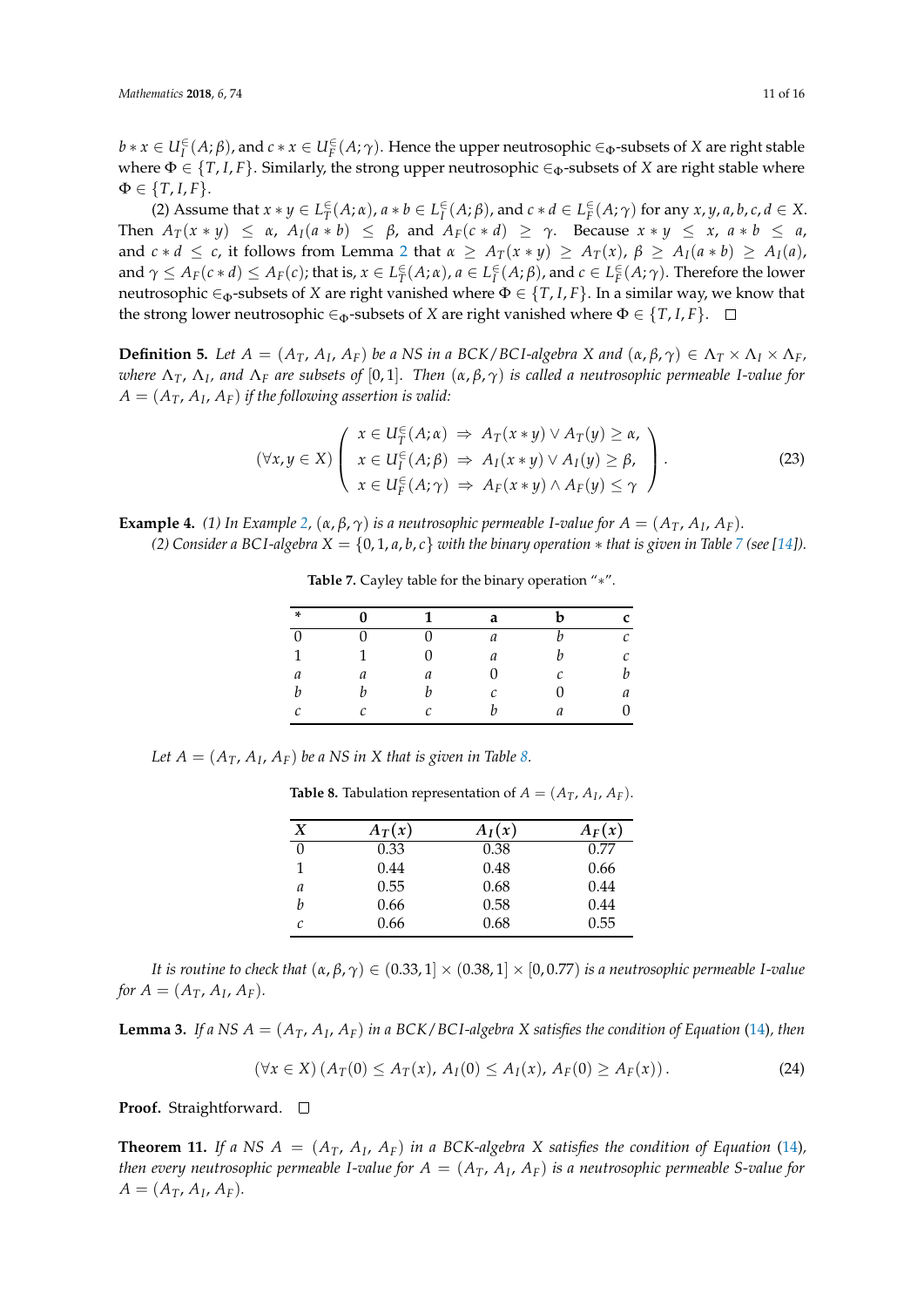$b * x \in U_I^{\in}(A;\beta)$, and $c * x \in U_F^{\in}(A;\gamma)$. Hence the upper neutrosophic $\in_\Phi$-subsets of $X$ are right stable where $\Phi \in \{T, I, F\}$. Similarly, the strong upper neutrosophic $\in_\Phi$-subsets of $X$ are right stable where $\Phi \in \{T, I, F\}$.

(2) Assume that $x * y \in L_T^{\in}(A;\alpha)$, $a * b \in L_I^{\in}(A;\beta)$, and $c * d \in L_F^{\in}(A;\gamma)$ for any $x, y, a, b, c, d \in X$. Then $A_T(x * y) \leq \alpha$, $A_I(a * b) \leq \beta$, and $A_F(c * d) \geq \gamma$. Because $x * y \leq x$, $a * b \leq a$, and $c * d \leq c$, it follows from Lemma 2 that $\alpha \geq A_T(x * y) \geq A_T(x)$, $\beta \geq A_I(a * b) \geq A_I(a)$, and $\gamma \leq A_F(c * d) \leq A_F(c)$; that is, $x \in L_T^{\in}(A;\alpha)$, $a \in L_I^{\in}(A;\beta)$, and $c \in L_F^{\in}(A;\gamma)$. Therefore the lower neutrosophic $\in_\Phi$-subsets of $X$ are right vanished where $\Phi \in \{T, I, F\}$. In a similar way, we know that the strong lower neutrosophic $\in_\Phi$-subsets of $X$ are right vanished where $\Phi \in \{T, I, F\}$. $\square$

**Definition 5.** *Let $A = (A_T, A_I, A_F)$ be a NS in a BCK/BCI-algebra $X$ and $(\alpha, \beta, \gamma) \in \Lambda_T \times \Lambda_I \times \Lambda_F$, where $\Lambda_T$, $\Lambda_I$, and $\Lambda_F$ are subsets of $[0, 1]$. Then $(\alpha, \beta, \gamma)$ is called a neutrosophic permeable I-value for $A = (A_T, A_I, A_F)$ if the following assertion is valid:*

$$(\forall x, y \in X) \left( \begin{array}{l} x \in U_T^{\in}(A;\alpha) \Rightarrow A_T(x * y) \vee A_T(y) \geq \alpha, \\ x \in U_I^{\in}(A;\beta) \Rightarrow A_I(x * y) \vee A_I(y) \geq \beta, \\ x \in U_F^{\in}(A;\gamma) \Rightarrow A_F(x * y) \wedge A_F(y) \leq \gamma \end{array} \right). \tag{23}$$

**Example 4.** *(1) In Example 2, $(\alpha, \beta, \gamma)$ is a neutrosophic permeable I-value for $A = (A_T, A_I, A_F)$.*

*(2) Consider a BCI-algebra $X = \{0, 1, a, b, c\}$ with the binary operation $*$ that is given in Table 7 (see [14]).*

**Table 7.** Cayley table for the binary operation "$*$".

| * | 0 | 1 | a | b | c |
|---|---|---|---|---|---|
| 0 | 0 | 0 | $a$ | $b$ | $c$ |
| 1 | 1 | 0 | $a$ | $b$ | $c$ |
| $a$ | $a$ | $a$ | 0 | $c$ | $b$ |
| $b$ | $b$ | $b$ | $c$ | 0 | $a$ |
| $c$ | $c$ | $c$ | $b$ | $a$ | 0 |

*Let $A = (A_T, A_I, A_F)$ be a NS in $X$ that is given in Table 8.*

**Table 8.** Tabulation representation of $A = (A_T, A_I, A_F)$.

| $X$ | $A_T(x)$ | $A_I(x)$ | $A_F(x)$ |
|---|---|---|---|
| 0 | 0.33 | 0.38 | 0.77 |
| 1 | 0.44 | 0.48 | 0.66 |
| $a$ | 0.55 | 0.68 | 0.44 |
| $b$ | 0.66 | 0.58 | 0.44 |
| $c$ | 0.66 | 0.68 | 0.55 |

*It is routine to check that $(\alpha, \beta, \gamma) \in (0.33, 1] \times (0.38, 1] \times [0, 0.77)$ is a neutrosophic permeable I-value for $A = (A_T, A_I, A_F)$.*

**Lemma 3.** *If a NS $A = (A_T, A_I, A_F)$ in a BCK/BCI-algebra $X$ satisfies the condition of Equation (14), then*

$$(\forall x \in X)\,(A_T(0) \leq A_T(x),\ A_I(0) \leq A_I(x),\ A_F(0) \geq A_F(x)). \tag{24}$$

**Proof.** Straightforward. $\square$

**Theorem 11.** *If a NS $A = (A_T, A_I, A_F)$ in a BCK-algebra $X$ satisfies the condition of Equation (14), then every neutrosophic permeable I-value for $A = (A_T, A_I, A_F)$ is a neutrosophic permeable S-value for $A = (A_T, A_I, A_F)$.*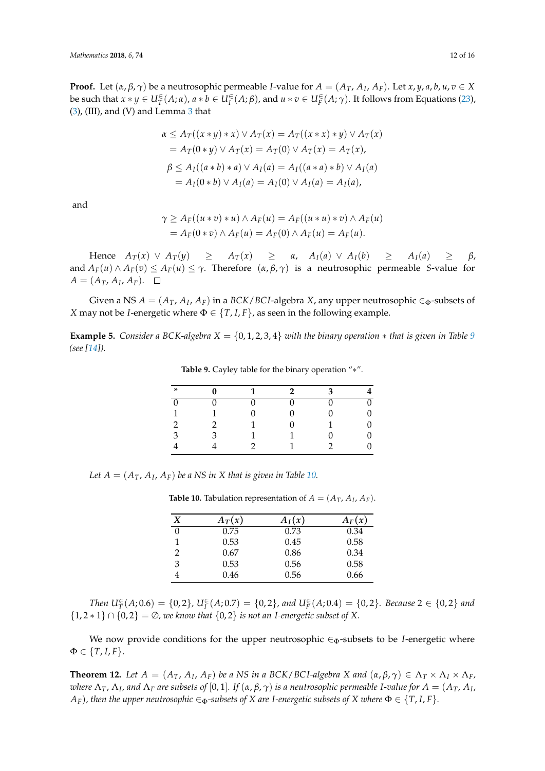**Proof.** Let $(\alpha, \beta, \gamma)$ be a neutrosophic permeable $I$-value for $A = (A_T, A_I, A_F)$. Let $x, y, a, b, u, v \in X$ be such that $x * y \in U_T^{\in}(A;\alpha)$, $a * b \in U_I^{\in}(A;\beta)$, and $u * v \in U_F^{\in}(A;\gamma)$. It follows from Equations (23), (3), (III), and (V) and Lemma 3 that

$$\alpha \leq A_T((x*y)*x) \vee A_T(x) = A_T((x*x)*y) \vee A_T(x)$$
$$= A_T(0*y) \vee A_T(x) = A_T(0) \vee A_T(x) = A_T(x),$$
$$\beta \leq A_I((a*b)*a) \vee A_I(a) = A_I((a*a)*b) \vee A_I(a)$$
$$= A_I(0*b) \vee A_I(a) = A_I(0) \vee A_I(a) = A_I(a),$$

and

$$\gamma \geq A_F((u*v)*u) \wedge A_F(u) = A_F((u*u)*v) \wedge A_F(u)$$
$$= A_F(0*v) \wedge A_F(u) = A_F(0) \wedge A_F(u) = A_F(u).$$

Hence $A_T(x) \vee A_T(y) \geq A_T(x) \geq \alpha$, $A_I(a) \vee A_I(b) \geq A_I(a) \geq \beta$, and $A_F(u) \wedge A_F(v) \leq A_F(u) \leq \gamma$. Therefore $(\alpha, \beta, \gamma)$ is a neutrosophic permeable $S$-value for $A = (A_T, A_I, A_F)$. □

Given a NS $A = (A_T, A_I, A_F)$ in a $BCK/BCI$-algebra $X$, any upper neutrosophic $\in_\Phi$-subsets of $X$ may not be $I$-energetic where $\Phi \in \{T, I, F\}$, as seen in the following example.

**Example 5.** *Consider a BCK-algebra $X = \{0, 1, 2, 3, 4\}$ with the binary operation $*$ that is given in Table 9 (see [14]).*

**Table 9.** Cayley table for the binary operation "$*$".

| $*$ | 0 | 1 | 2 | 3 | 4 |
|---|---|---|---|---|---|
| 0 | 0 | 0 | 0 | 0 | 0 |
| 1 | 1 | 0 | 0 | 0 | 0 |
| 2 | 2 | 1 | 0 | 1 | 0 |
| 3 | 3 | 1 | 1 | 0 | 0 |
| 4 | 4 | 2 | 1 | 2 | 0 |

*Let $A = (A_T, A_I, A_F)$ be a NS in $X$ that is given in Table 10.*

**Table 10.** Tabulation representation of $A = (A_T, A_I, A_F)$.

| $X$ | $A_T(x)$ | $A_I(x)$ | $A_F(x)$ |
|---|---|---|---|
| 0 | 0.75 | 0.73 | 0.34 |
| 1 | 0.53 | 0.45 | 0.58 |
| 2 | 0.67 | 0.86 | 0.34 |
| 3 | 0.53 | 0.56 | 0.58 |
| 4 | 0.46 | 0.56 | 0.66 |

*Then $U_T^{\in}(A;0.6) = \{0,2\}$, $U_I^{\in}(A;0.7) = \{0,2\}$, and $U_F^{\in}(A;0.4) = \{0,2\}$. Because $2 \in \{0,2\}$ and $\{1, 2*1\} \cap \{0,2\} = \emptyset$, we know that $\{0,2\}$ is not an $I$-energetic subset of $X$.*

We now provide conditions for the upper neutrosophic $\in_\Phi$-subsets to be $I$-energetic where $\Phi \in \{T, I, F\}$.

**Theorem 12.** *Let $A = (A_T, A_I, A_F)$ be a NS in a BCK/BCI-algebra $X$ and $(\alpha, \beta, \gamma) \in \Lambda_T \times \Lambda_I \times \Lambda_F$, where $\Lambda_T$, $\Lambda_I$, and $\Lambda_F$ are subsets of $[0,1]$. If $(\alpha, \beta, \gamma)$ is a neutrosophic permeable $I$-value for $A = (A_T, A_I, A_F)$, then the upper neutrosophic $\in_\Phi$-subsets of $X$ are $I$-energetic subsets of $X$ where $\Phi \in \{T, I, F\}$.*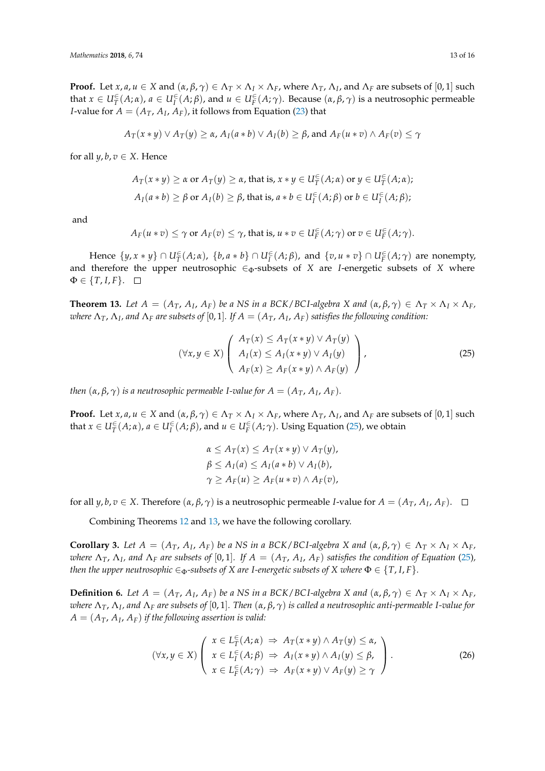**Proof.** Let $x, a, u \in X$ and $(\alpha, \beta, \gamma) \in \Lambda_T \times \Lambda_I \times \Lambda_F$, where $\Lambda_T$, $\Lambda_I$, and $\Lambda_F$ are subsets of $[0,1]$ such that $x \in U_T^{\in}(A;\alpha)$, $a \in U_I^{\in}(A;\beta)$, and $u \in U_F^{\in}(A;\gamma)$. Because $(\alpha, \beta, \gamma)$ is a neutrosophic permeable $I$-value for $A = (A_T, A_I, A_F)$, it follows from Equation (23) that

$$A_T(x * y) \vee A_T(y) \geq \alpha,\ A_I(a * b) \vee A_I(b) \geq \beta, \text{ and } A_F(u * v) \wedge A_F(v) \leq \gamma$$

for all $y, b, v \in X$. Hence

$$A_T(x * y) \geq \alpha \text{ or } A_T(y) \geq \alpha, \text{ that is, } x * y \in U_T^{\in}(A;\alpha) \text{ or } y \in U_T^{\in}(A;\alpha);$$
$$A_I(a * b) \geq \beta \text{ or } A_I(b) \geq \beta, \text{ that is, } a * b \in U_I^{\in}(A;\beta) \text{ or } b \in U_I^{\in}(A;\beta);$$

and

$$A_F(u * v) \leq \gamma \text{ or } A_F(v) \leq \gamma, \text{ that is, } u * v \in U_F^{\in}(A;\gamma) \text{ or } v \in U_F^{\in}(A;\gamma).$$

Hence $\{y, x * y\} \cap U_T^{\in}(A;\alpha)$, $\{b, a * b\} \cap U_I^{\in}(A;\beta)$, and $\{v, u * v\} \cap U_F^{\in}(A;\gamma)$ are nonempty, and therefore the upper neutrosophic $\in_\Phi$-subsets of $X$ are $I$-energetic subsets of $X$ where $\Phi \in \{T, I, F\}$. □

**Theorem 13.** *Let $A = (A_T, A_I, A_F)$ be a NS in a BCK/BCI-algebra $X$ and $(\alpha, \beta, \gamma) \in \Lambda_T \times \Lambda_I \times \Lambda_F$, where $\Lambda_T$, $\Lambda_I$, and $\Lambda_F$ are subsets of $[0,1]$. If $A = (A_T, A_I, A_F)$ satisfies the following condition:*

$$(\forall x, y \in X) \left( \begin{array}{l} A_T(x) \leq A_T(x * y) \vee A_T(y) \\ A_I(x) \leq A_I(x * y) \vee A_I(y) \\ A_F(x) \geq A_F(x * y) \wedge A_F(y) \end{array} \right), \tag{25}$$

*then $(\alpha, \beta, \gamma)$ is a neutrosophic permeable $I$-value for $A = (A_T, A_I, A_F)$.*

**Proof.** Let $x, a, u \in X$ and $(\alpha, \beta, \gamma) \in \Lambda_T \times \Lambda_I \times \Lambda_F$, where $\Lambda_T$, $\Lambda_I$, and $\Lambda_F$ are subsets of $[0,1]$ such that $x \in U_T^{\in}(A;\alpha)$, $a \in U_I^{\in}(A;\beta)$, and $u \in U_F^{\in}(A;\gamma)$. Using Equation (25), we obtain

$$\alpha \leq A_T(x) \leq A_T(x * y) \vee A_T(y),$$
$$\beta \leq A_I(a) \leq A_I(a * b) \vee A_I(b),$$
$$\gamma \geq A_F(u) \geq A_F(u * v) \wedge A_F(v),$$

for all $y, b, v \in X$. Therefore $(\alpha, \beta, \gamma)$ is a neutrosophic permeable $I$-value for $A = (A_T, A_I, A_F)$. □

Combining Theorems 12 and 13, we have the following corollary.

**Corollary 3.** *Let $A = (A_T, A_I, A_F)$ be a NS in a BCK/BCI-algebra $X$ and $(\alpha, \beta, \gamma) \in \Lambda_T \times \Lambda_I \times \Lambda_F$, where $\Lambda_T$, $\Lambda_I$, and $\Lambda_F$ are subsets of $[0,1]$. If $A = (A_T, A_I, A_F)$ satisfies the condition of Equation (25), then the upper neutrosophic $\in_\Phi$-subsets of $X$ are $I$-energetic subsets of $X$ where $\Phi \in \{T, I, F\}$.*

**Definition 6.** *Let $A = (A_T, A_I, A_F)$ be a NS in a BCK/BCI-algebra $X$ and $(\alpha, \beta, \gamma) \in \Lambda_T \times \Lambda_I \times \Lambda_F$, where $\Lambda_T$, $\Lambda_I$, and $\Lambda_F$ are subsets of $[0,1]$. Then $(\alpha, \beta, \gamma)$ is called a neutrosophic anti-permeable $I$-value for $A = (A_T, A_I, A_F)$ if the following assertion is valid:*

$$(\forall x, y \in X) \left( \begin{array}{l} x \in L_T^{\in}(A;\alpha) \ \Rightarrow \ A_T(x * y) \wedge A_T(y) \leq \alpha, \\ x \in L_I^{\in}(A;\beta) \ \Rightarrow \ A_I(x * y) \wedge A_I(y) \leq \beta, \\ x \in L_F^{\in}(A;\gamma) \ \Rightarrow \ A_F(x * y) \vee A_F(y) \geq \gamma \end{array} \right). \tag{26}$$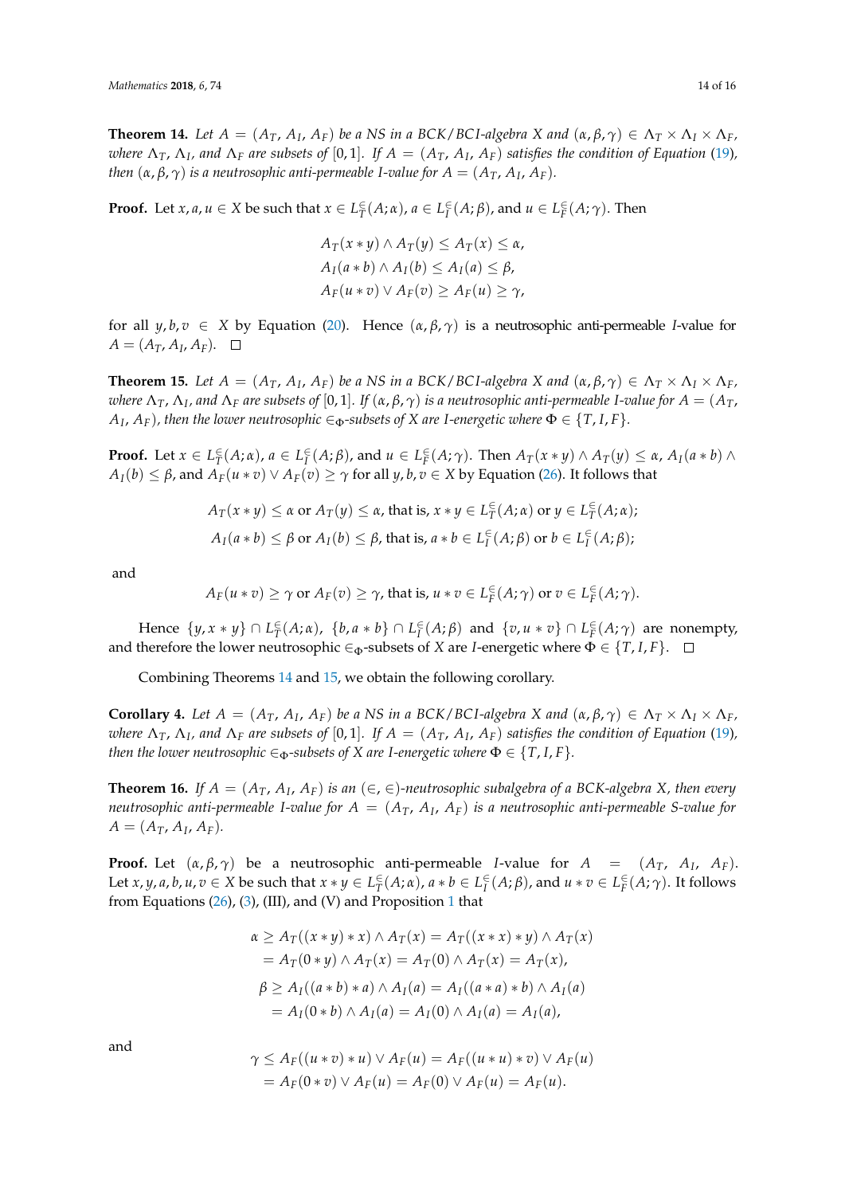**Theorem 14.** *Let $A = (A_T, A_I, A_F)$ be a NS in a BCK/BCI-algebra $X$ and $(\alpha, \beta, \gamma) \in \Lambda_T \times \Lambda_I \times \Lambda_F$, where $\Lambda_T$, $\Lambda_I$, and $\Lambda_F$ are subsets of $[0,1]$. If $A = (A_T, A_I, A_F)$ satisfies the condition of Equation (19), then $(\alpha, \beta, \gamma)$ is a neutrosophic anti-permeable I-value for $A = (A_T, A_I, A_F)$.*

**Proof.** Let $x, a, u \in X$ be such that $x \in L_T^{\in}(A; \alpha)$, $a \in L_I^{\in}(A; \beta)$, and $u \in L_F^{\in}(A; \gamma)$. Then

$$
\begin{aligned}
&A_T(x * y) \wedge A_T(y) \leq A_T(x) \leq \alpha, \\
&A_I(a * b) \wedge A_I(b) \leq A_I(a) \leq \beta, \\
&A_F(u * v) \vee A_F(v) \geq A_F(u) \geq \gamma,
\end{aligned}
$$

for all $y, b, v \in X$ by Equation (20). Hence $(\alpha, \beta, \gamma)$ is a neutrosophic anti-permeable $I$-value for $A = (A_T, A_I, A_F)$. □

**Theorem 15.** *Let $A = (A_T, A_I, A_F)$ be a NS in a BCK/BCI-algebra $X$ and $(\alpha, \beta, \gamma) \in \Lambda_T \times \Lambda_I \times \Lambda_F$, where $\Lambda_T$, $\Lambda_I$, and $\Lambda_F$ are subsets of $[0,1]$. If $(\alpha, \beta, \gamma)$ is a neutrosophic anti-permeable I-value for $A = (A_T, A_I, A_F)$, then the lower neutrosophic $\in_\Phi$-subsets of $X$ are I-energetic where $\Phi \in \{T, I, F\}$.*

**Proof.** Let $x \in L_T^{\in}(A; \alpha)$, $a \in L_I^{\in}(A; \beta)$, and $u \in L_F^{\in}(A; \gamma)$. Then $A_T(x * y) \wedge A_T(y) \leq \alpha$, $A_I(a * b) \wedge A_I(b) \leq \beta$, and $A_F(u * v) \vee A_F(v) \geq \gamma$ for all $y, b, v \in X$ by Equation (26). It follows that

$$
A_T(x * y) \leq \alpha \text{ or } A_T(y) \leq \alpha, \text{ that is, } x * y \in L_T^{\in}(A; \alpha) \text{ or } y \in L_T^{\in}(A; \alpha);
$$
$$
A_I(a * b) \leq \beta \text{ or } A_I(b) \leq \beta, \text{ that is, } a * b \in L_I^{\in}(A; \beta) \text{ or } b \in L_I^{\in}(A; \beta);
$$

and

$$
A_F(u * v) \geq \gamma \text{ or } A_F(v) \geq \gamma, \text{ that is, } u * v \in L_F^{\in}(A; \gamma) \text{ or } v \in L_F^{\in}(A; \gamma).
$$

Hence $\{y, x * y\} \cap L_T^{\in}(A; \alpha)$, $\{b, a * b\} \cap L_I^{\in}(A; \beta)$ and $\{v, u * v\} \cap L_F^{\in}(A; \gamma)$ are nonempty, and therefore the lower neutrosophic $\in_\Phi$-subsets of $X$ are $I$-energetic where $\Phi \in \{T, I, F\}$. □

Combining Theorems 14 and 15, we obtain the following corollary.

**Corollary 4.** *Let $A = (A_T, A_I, A_F)$ be a NS in a BCK/BCI-algebra $X$ and $(\alpha, \beta, \gamma) \in \Lambda_T \times \Lambda_I \times \Lambda_F$, where $\Lambda_T$, $\Lambda_I$, and $\Lambda_F$ are subsets of $[0,1]$. If $A = (A_T, A_I, A_F)$ satisfies the condition of Equation (19), then the lower neutrosophic $\in_\Phi$-subsets of $X$ are I-energetic where $\Phi \in \{T, I, F\}$.*

**Theorem 16.** *If $A = (A_T, A_I, A_F)$ is an $(\in, \in)$-neutrosophic subalgebra of a BCK-algebra $X$, then every neutrosophic anti-permeable I-value for $A = (A_T, A_I, A_F)$ is a neutrosophic anti-permeable S-value for $A = (A_T, A_I, A_F)$.*

**Proof.** Let $(\alpha, \beta, \gamma)$ be a neutrosophic anti-permeable $I$-value for $A = (A_T, A_I, A_F)$. Let $x, y, a, b, u, v \in X$ be such that $x * y \in L_T^{\in}(A; \alpha)$, $a * b \in L_I^{\in}(A; \beta)$, and $u * v \in L_F^{\in}(A; \gamma)$. It follows from Equations (26), (3), (III), and (V) and Proposition 1 that

$$
\begin{aligned}
\alpha &\geq A_T((x * y) * x) \wedge A_T(x) = A_T((x * x) * y) \wedge A_T(x) \\
&= A_T(0 * y) \wedge A_T(x) = A_T(0) \wedge A_T(x) = A_T(x), \\
\beta &\geq A_I((a * b) * a) \wedge A_I(a) = A_I((a * a) * b) \wedge A_I(a) \\
&= A_I(0 * b) \wedge A_I(a) = A_I(0) \wedge A_I(a) = A_I(a),
\end{aligned}
$$

and

$$
\begin{aligned}
\gamma &\leq A_F((u * v) * u) \vee A_F(u) = A_F((u * u) * v) \vee A_F(u) \\
&= A_F(0 * v) \vee A_F(u) = A_F(0) \vee A_F(u) = A_F(u).
\end{aligned}
$$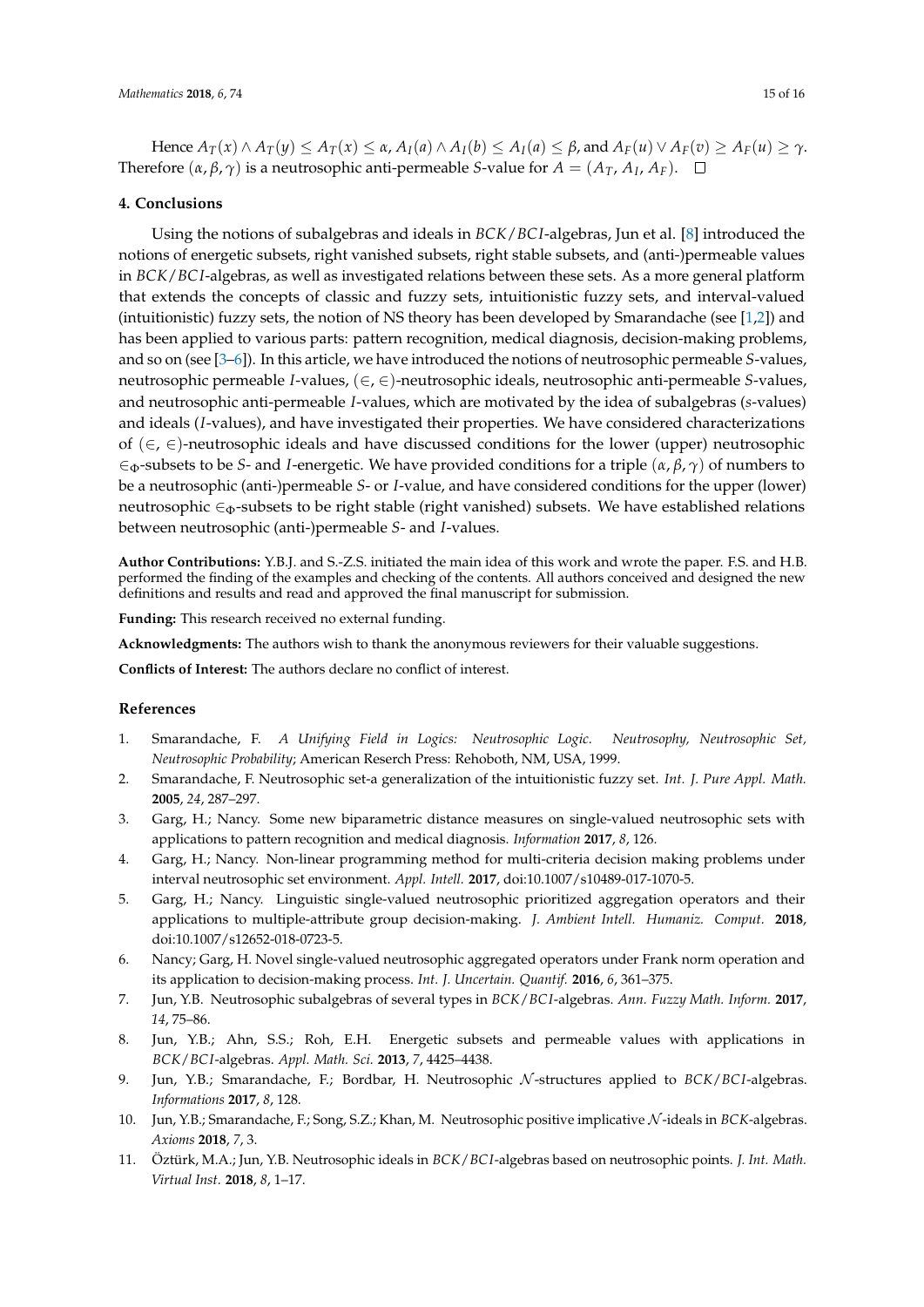Hence $A_T(x) \wedge A_T(y) \leq A_T(x) \leq \alpha$, $A_I(a) \wedge A_I(b) \leq A_I(a) \leq \beta$, and $A_F(u) \vee A_F(v) \geq A_F(u) \geq \gamma$. Therefore $(\alpha, \beta, \gamma)$ is a neutrosophic anti-permeable $S$-value for $A = (A_T, A_I, A_F)$. $\square$

## 4. Conclusions

Using the notions of subalgebras and ideals in $BCK/BCI$-algebras, Jun et al. [8] introduced the notions of energetic subsets, right vanished subsets, right stable subsets, and (anti-)permeable values in $BCK/BCI$-algebras, as well as investigated relations between these sets. As a more general platform that extends the concepts of classic and fuzzy sets, intuitionistic fuzzy sets, and interval-valued (intuitionistic) fuzzy sets, the notion of NS theory has been developed by Smarandache (see [1,2]) and has been applied to various parts: pattern recognition, medical diagnosis, decision-making problems, and so on (see [3–6]). In this article, we have introduced the notions of neutrosophic permeable $S$-values, neutrosophic permeable $I$-values, $(\in, \in)$-neutrosophic ideals, neutrosophic anti-permeable $S$-values, and neutrosophic anti-permeable $I$-values, which are motivated by the idea of subalgebras ($s$-values) and ideals ($I$-values), and have investigated their properties. We have considered characterizations of $(\in, \in)$-neutrosophic ideals and have discussed conditions for the lower (upper) neutrosophic $\in_\Phi$-subsets to be $S$- and $I$-energetic. We have provided conditions for a triple $(\alpha, \beta, \gamma)$ of numbers to be a neutrosophic (anti-)permeable $S$- or $I$-value, and have considered conditions for the upper (lower) neutrosophic $\in_\Phi$-subsets to be right stable (right vanished) subsets. We have established relations between neutrosophic (anti-)permeable $S$- and $I$-values.

**Author Contributions:** Y.B.J. and S.-Z.S. initiated the main idea of this work and wrote the paper. F.S. and H.B. performed the finding of the examples and checking of the contents. All authors conceived and designed the new definitions and results and read and approved the final manuscript for submission.

**Funding:** This research received no external funding.

**Acknowledgments:** The authors wish to thank the anonymous reviewers for their valuable suggestions.

**Conflicts of Interest:** The authors declare no conflict of interest.

## References

1. Smarandache, F. *A Unifying Field in Logics: Neutrosophic Logic. Neutrosophy, Neutrosophic Set, Neutrosophic Probability*; American Reserch Press: Rehoboth, NM, USA, 1999.
2. Smarandache, F. Neutrosophic set-a generalization of the intuitionistic fuzzy set. *Int. J. Pure Appl. Math.* **2005**, *24*, 287–297.
3. Garg, H.; Nancy. Some new biparametric distance measures on single-valued neutrosophic sets with applications to pattern recognition and medical diagnosis. *Information* **2017**, *8*, 126.
4. Garg, H.; Nancy. Non-linear programming method for multi-criteria decision making problems under interval neutrosophic set environment. *Appl. Intell.* **2017**, doi:10.1007/s10489-017-1070-5.
5. Garg, H.; Nancy. Linguistic single-valued neutrosophic prioritized aggregation operators and their applications to multiple-attribute group decision-making. *J. Ambient Intell. Humaniz. Comput.* **2018**, doi:10.1007/s12652-018-0723-5.
6. Nancy; Garg, H. Novel single-valued neutrosophic aggregated operators under Frank norm operation and its application to decision-making process. *Int. J. Uncertain. Quantif.* **2016**, *6*, 361–375.
7. Jun, Y.B. Neutrosophic subalgebras of several types in $BCK/BCI$-algebras. *Ann. Fuzzy Math. Inform.* **2017**, *14*, 75–86.
8. Jun, Y.B.; Ahn, S.S.; Roh, E.H. Energetic subsets and permeable values with applications in $BCK/BCI$-algebras. *Appl. Math. Sci.* **2013**, *7*, 4425–4438.
9. Jun, Y.B.; Smarandache, F.; Bordbar, H. Neutrosophic $\mathcal{N}$-structures applied to $BCK/BCI$-algebras. *Informations* **2017**, *8*, 128.
10. Jun, Y.B.; Smarandache, F.; Song, S.Z.; Khan, M. Neutrosophic positive implicative $\mathcal{N}$-ideals in $BCK$-algebras. *Axioms* **2018**, *7*, 3.
11. Öztürk, M.A.; Jun, Y.B. Neutrosophic ideals in $BCK/BCI$-algebras based on neutrosophic points. *J. Int. Math. Virtual Inst.* **2018**, *8*, 1–17.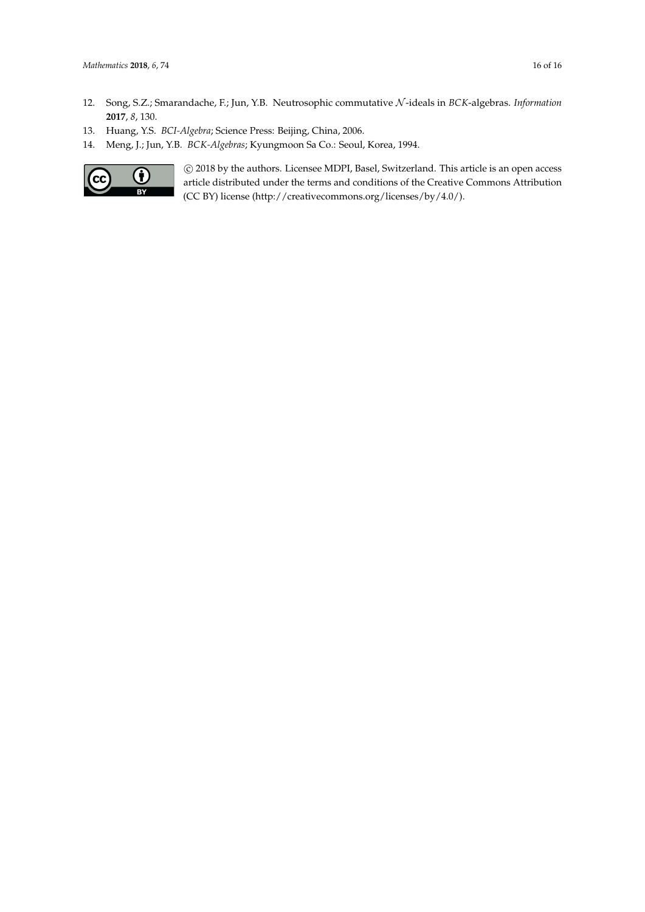12. Song, S.Z.; Smarandache, F.; Jun, Y.B. Neutrosophic commutative $\mathcal{N}$-ideals in *BCK*-algebras. *Information* **2017**, *8*, 130.
13. Huang, Y.S. *BCI-Algebra*; Science Press: Beijing, China, 2006.
14. Meng, J.; Jun, Y.B. *BCK-Algebras*; Kyungmoon Sa Co.: Seoul, Korea, 1994.

© 2018 by the authors. Licensee MDPI, Basel, Switzerland. This article is an open access article distributed under the terms and conditions of the Creative Commons Attribution (CC BY) license (http://creativecommons.org/licenses/by/4.0/).